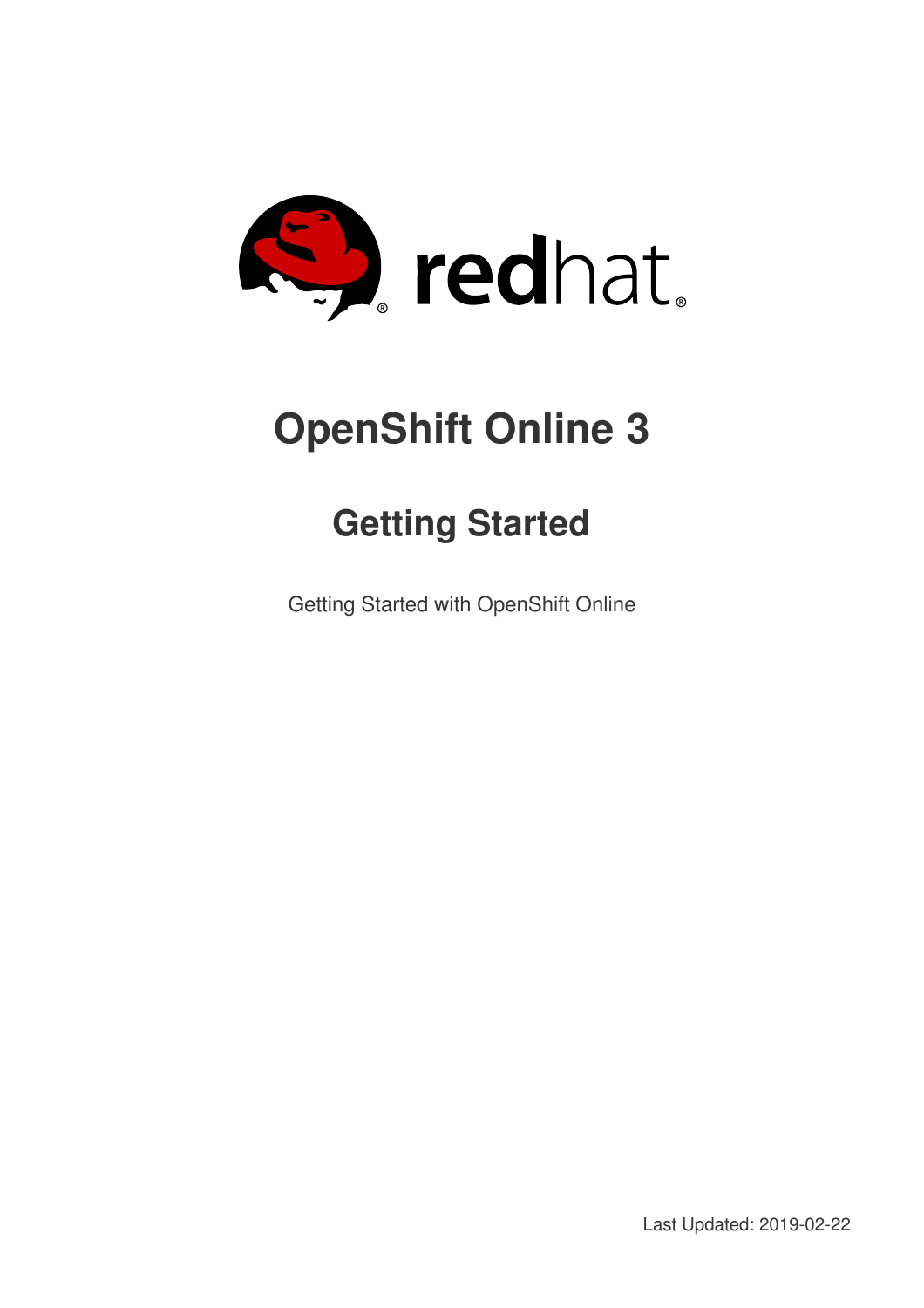# OpenShift Online 3

## Getting Started

Getting Started with OpenShift Online

Last Updated: 2019-02-22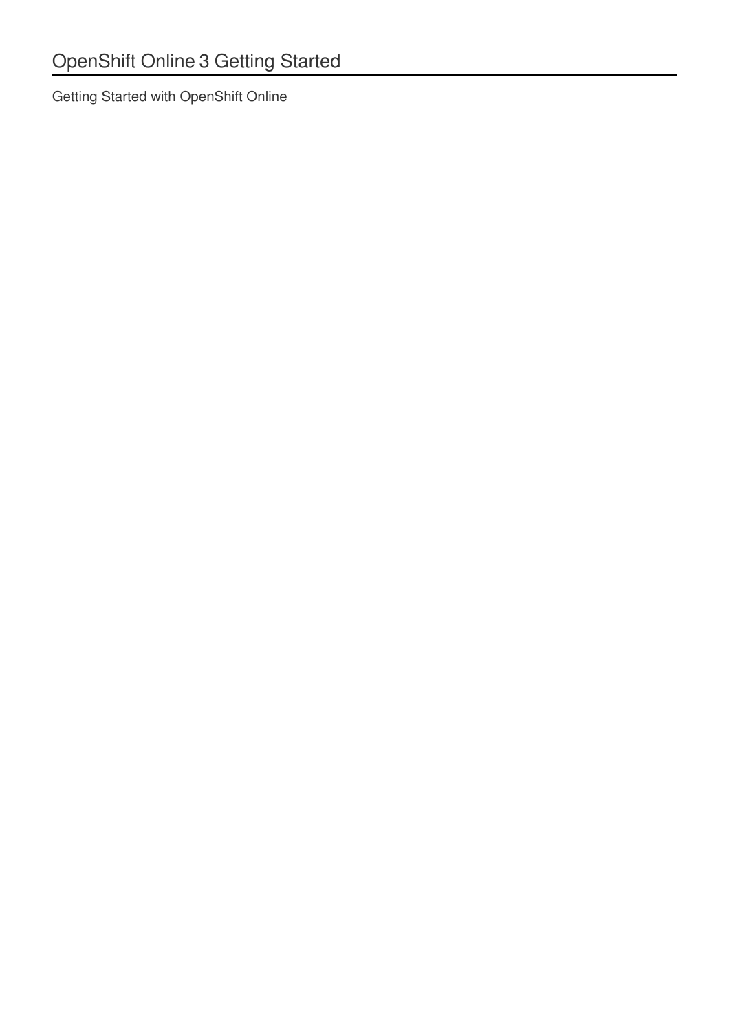# OpenShift Online 3 Getting Started

Getting Started with OpenShift Online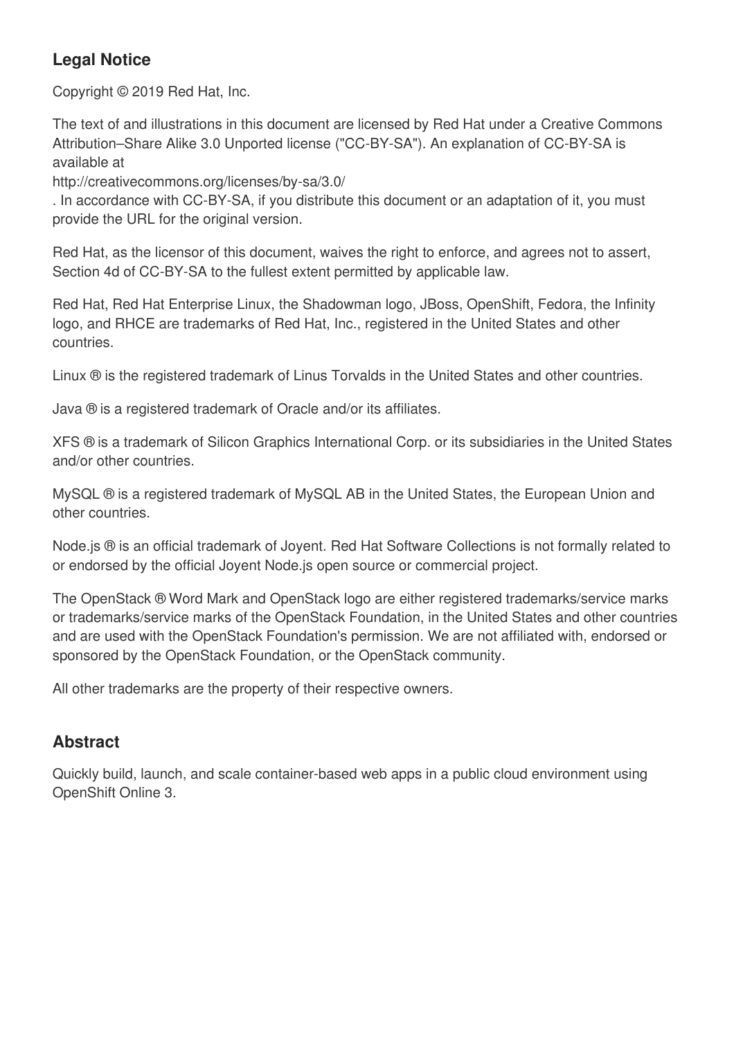## Legal Notice

Copyright © 2019 Red Hat, Inc.

The text of and illustrations in this document are licensed by Red Hat under a Creative Commons Attribution–Share Alike 3.0 Unported license ("CC-BY-SA"). An explanation of CC-BY-SA is available at
http://creativecommons.org/licenses/by-sa/3.0/
. In accordance with CC-BY-SA, if you distribute this document or an adaptation of it, you must provide the URL for the original version.

Red Hat, as the licensor of this document, waives the right to enforce, and agrees not to assert, Section 4d of CC-BY-SA to the fullest extent permitted by applicable law.

Red Hat, Red Hat Enterprise Linux, the Shadowman logo, JBoss, OpenShift, Fedora, the Infinity logo, and RHCE are trademarks of Red Hat, Inc., registered in the United States and other countries.

Linux ® is the registered trademark of Linus Torvalds in the United States and other countries.

Java ® is a registered trademark of Oracle and/or its affiliates.

XFS ® is a trademark of Silicon Graphics International Corp. or its subsidiaries in the United States and/or other countries.

MySQL ® is a registered trademark of MySQL AB in the United States, the European Union and other countries.

Node.js ® is an official trademark of Joyent. Red Hat Software Collections is not formally related to or endorsed by the official Joyent Node.js open source or commercial project.

The OpenStack ® Word Mark and OpenStack logo are either registered trademarks/service marks or trademarks/service marks of the OpenStack Foundation, in the United States and other countries and are used with the OpenStack Foundation's permission. We are not affiliated with, endorsed or sponsored by the OpenStack Foundation, or the OpenStack community.

All other trademarks are the property of their respective owners.

## Abstract

Quickly build, launch, and scale container-based web apps in a public cloud environment using OpenShift Online 3.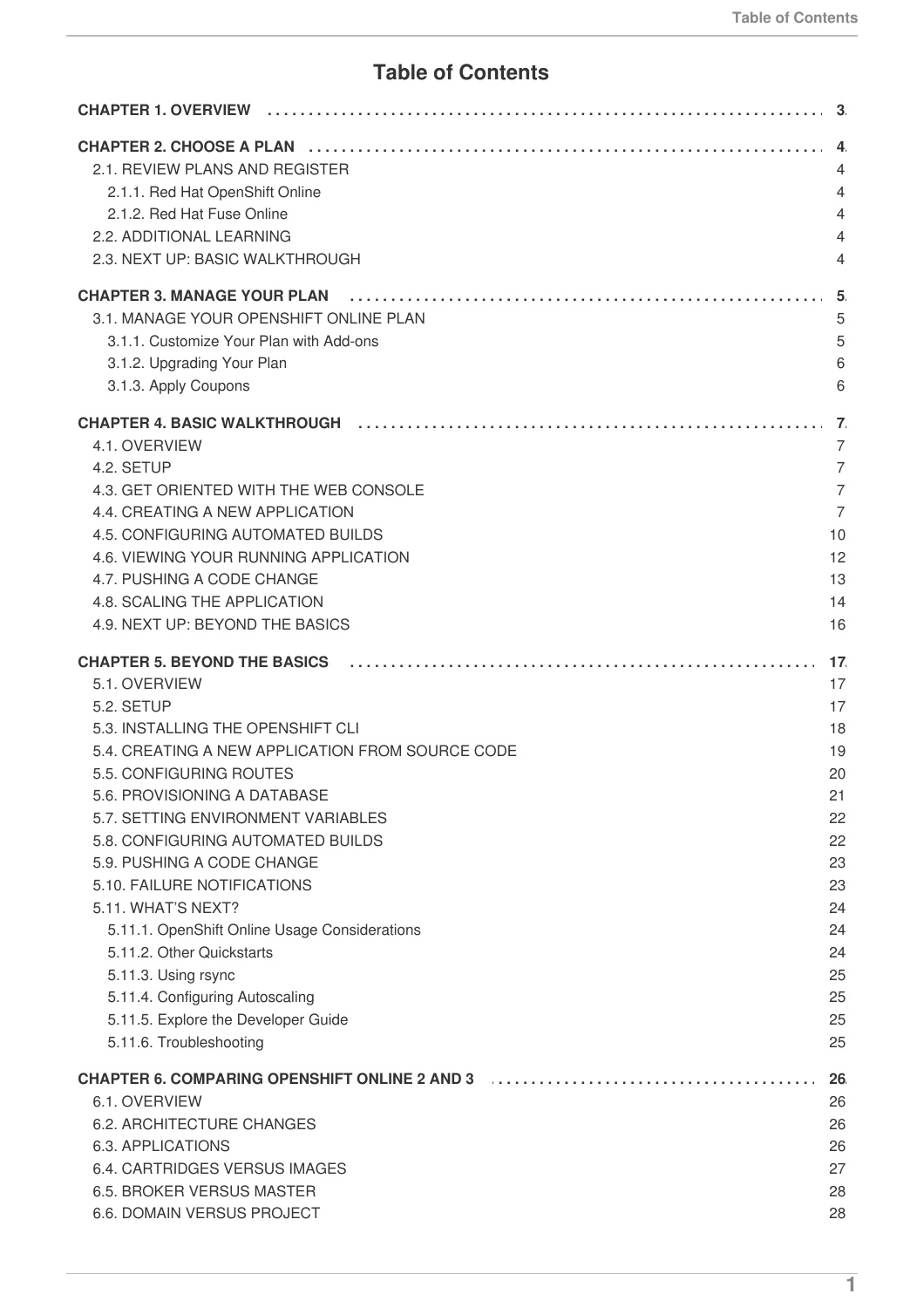# Table of Contents

**CHAPTER 1. OVERVIEW** .......... **3**

**CHAPTER 2. CHOOSE A PLAN** .......... **4**

- 2.1. REVIEW PLANS AND REGISTER .......... 4
  - 2.1.1. Red Hat OpenShift Online .......... 4
  - 2.1.2. Red Hat Fuse Online .......... 4
- 2.2. ADDITIONAL LEARNING .......... 4
- 2.3. NEXT UP: BASIC WALKTHROUGH .......... 4

**CHAPTER 3. MANAGE YOUR PLAN** .......... **5**

- 3.1. MANAGE YOUR OPENSHIFT ONLINE PLAN .......... 5
  - 3.1.1. Customize Your Plan with Add-ons .......... 5
  - 3.1.2. Upgrading Your Plan .......... 6
  - 3.1.3. Apply Coupons .......... 6

**CHAPTER 4. BASIC WALKTHROUGH** .......... **7**

- 4.1. OVERVIEW .......... 7
- 4.2. SETUP .......... 7
- 4.3. GET ORIENTED WITH THE WEB CONSOLE .......... 7
- 4.4. CREATING A NEW APPLICATION .......... 7
- 4.5. CONFIGURING AUTOMATED BUILDS .......... 10
- 4.6. VIEWING YOUR RUNNING APPLICATION .......... 12
- 4.7. PUSHING A CODE CHANGE .......... 13
- 4.8. SCALING THE APPLICATION .......... 14
- 4.9. NEXT UP: BEYOND THE BASICS .......... 16

**CHAPTER 5. BEYOND THE BASICS** .......... **17**

- 5.1. OVERVIEW .......... 17
- 5.2. SETUP .......... 17
- 5.3. INSTALLING THE OPENSHIFT CLI .......... 18
- 5.4. CREATING A NEW APPLICATION FROM SOURCE CODE .......... 19
- 5.5. CONFIGURING ROUTES .......... 20
- 5.6. PROVISIONING A DATABASE .......... 21
- 5.7. SETTING ENVIRONMENT VARIABLES .......... 22
- 5.8. CONFIGURING AUTOMATED BUILDS .......... 22
- 5.9. PUSHING A CODE CHANGE .......... 23
- 5.10. FAILURE NOTIFICATIONS .......... 23
- 5.11. WHAT'S NEXT? .......... 24
  - 5.11.1. OpenShift Online Usage Considerations .......... 24
  - 5.11.2. Other Quickstarts .......... 24
  - 5.11.3. Using rsync .......... 25
  - 5.11.4. Configuring Autoscaling .......... 25
  - 5.11.5. Explore the Developer Guide .......... 25
  - 5.11.6. Troubleshooting .......... 25

**CHAPTER 6. COMPARING OPENSHIFT ONLINE 2 AND 3** .......... **26**

- 6.1. OVERVIEW .......... 26
- 6.2. ARCHITECTURE CHANGES .......... 26
- 6.3. APPLICATIONS .......... 26
- 6.4. CARTRIDGES VERSUS IMAGES .......... 27
- 6.5. BROKER VERSUS MASTER .......... 28
- 6.6. DOMAIN VERSUS PROJECT .......... 28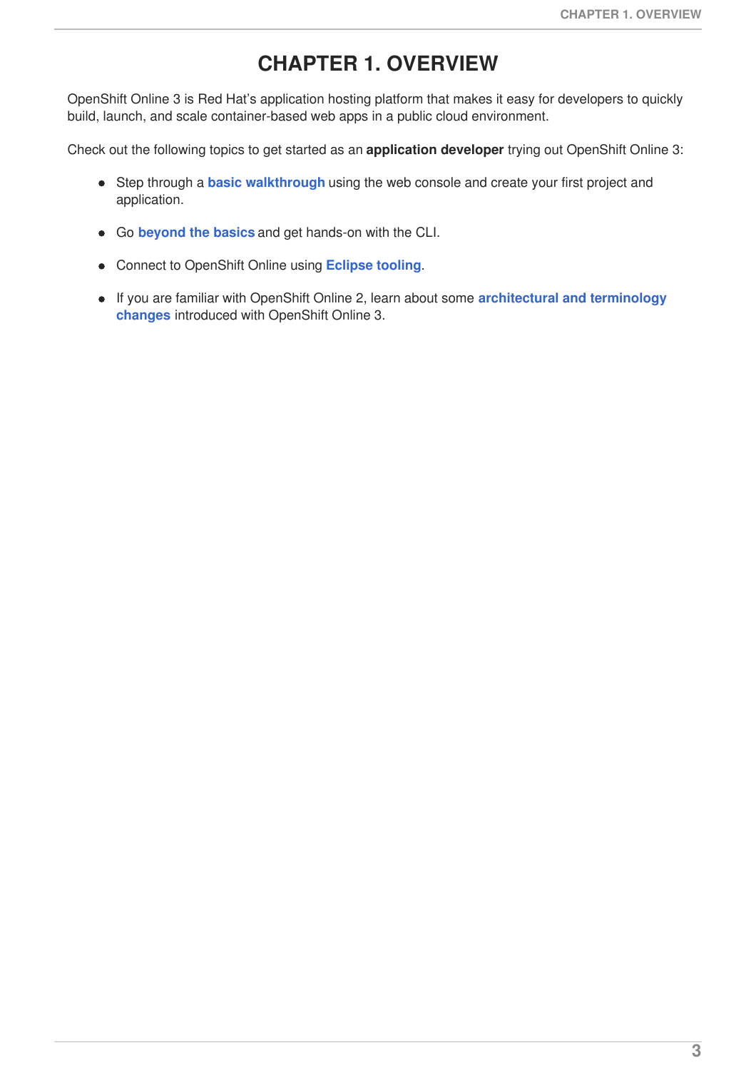# CHAPTER 1. OVERVIEW

OpenShift Online 3 is Red Hat's application hosting platform that makes it easy for developers to quickly build, launch, and scale container-based web apps in a public cloud environment.

Check out the following topics to get started as an **application developer** trying out OpenShift Online 3:

- Step through a **basic walkthrough** using the web console and create your first project and application.
- Go **beyond the basics** and get hands-on with the CLI.
- Connect to OpenShift Online using **Eclipse tooling**.
- If you are familiar with OpenShift Online 2, learn about some **architectural and terminology changes** introduced with OpenShift Online 3.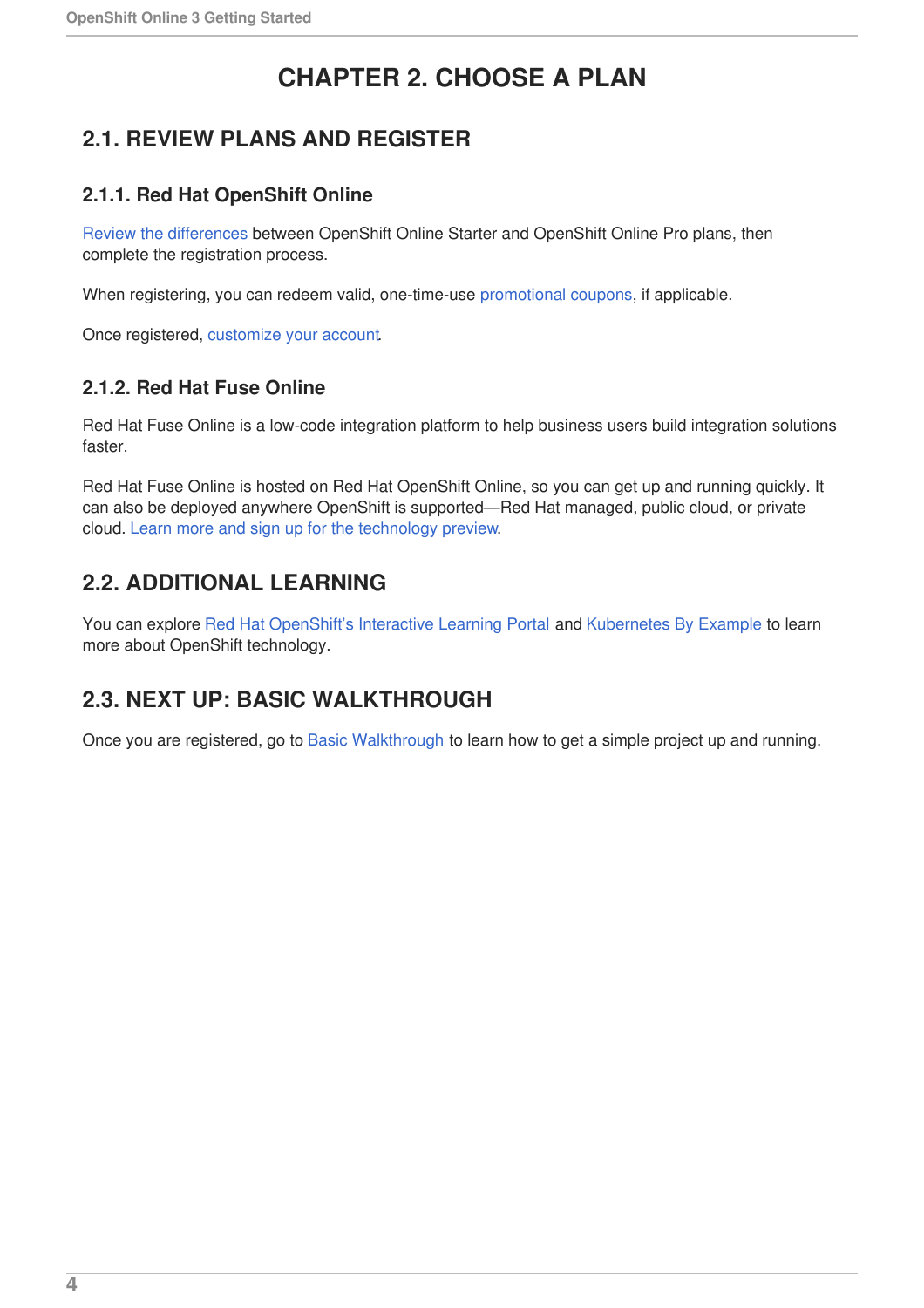# CHAPTER 2. CHOOSE A PLAN

## 2.1. REVIEW PLANS AND REGISTER

### 2.1.1. Red Hat OpenShift Online

Review the differences between OpenShift Online Starter and OpenShift Online Pro plans, then complete the registration process.

When registering, you can redeem valid, one-time-use promotional coupons, if applicable.

Once registered, customize your account.

### 2.1.2. Red Hat Fuse Online

Red Hat Fuse Online is a low-code integration platform to help business users build integration solutions faster.

Red Hat Fuse Online is hosted on Red Hat OpenShift Online, so you can get up and running quickly. It can also be deployed anywhere OpenShift is supported—Red Hat managed, public cloud, or private cloud. Learn more and sign up for the technology preview.

## 2.2. ADDITIONAL LEARNING

You can explore Red Hat OpenShift's Interactive Learning Portal and Kubernetes By Example to learn more about OpenShift technology.

## 2.3. NEXT UP: BASIC WALKTHROUGH

Once you are registered, go to Basic Walkthrough to learn how to get a simple project up and running.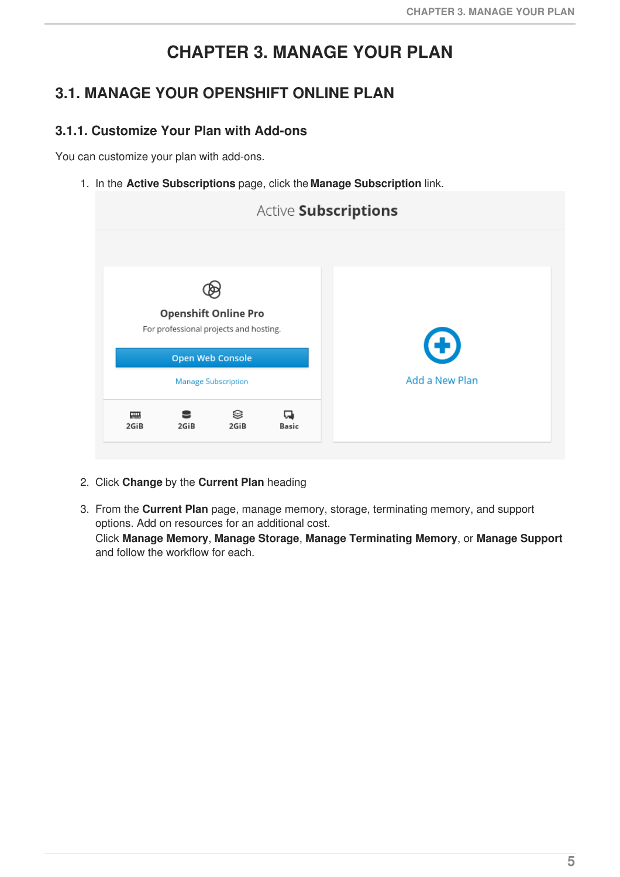# CHAPTER 3. MANAGE YOUR PLAN

## 3.1. MANAGE YOUR OPENSHIFT ONLINE PLAN

### 3.1.1. Customize Your Plan with Add-ons

You can customize your plan with add-ons.

1. In the **Active Subscriptions** page, click the **Manage Subscription** link.

2. Click **Change** by the **Current Plan** heading

3. From the **Current Plan** page, manage memory, storage, terminating memory, and support options. Add on resources for an additional cost.
   Click **Manage Memory**, **Manage Storage**, **Manage Terminating Memory**, or **Manage Support** and follow the workflow for each.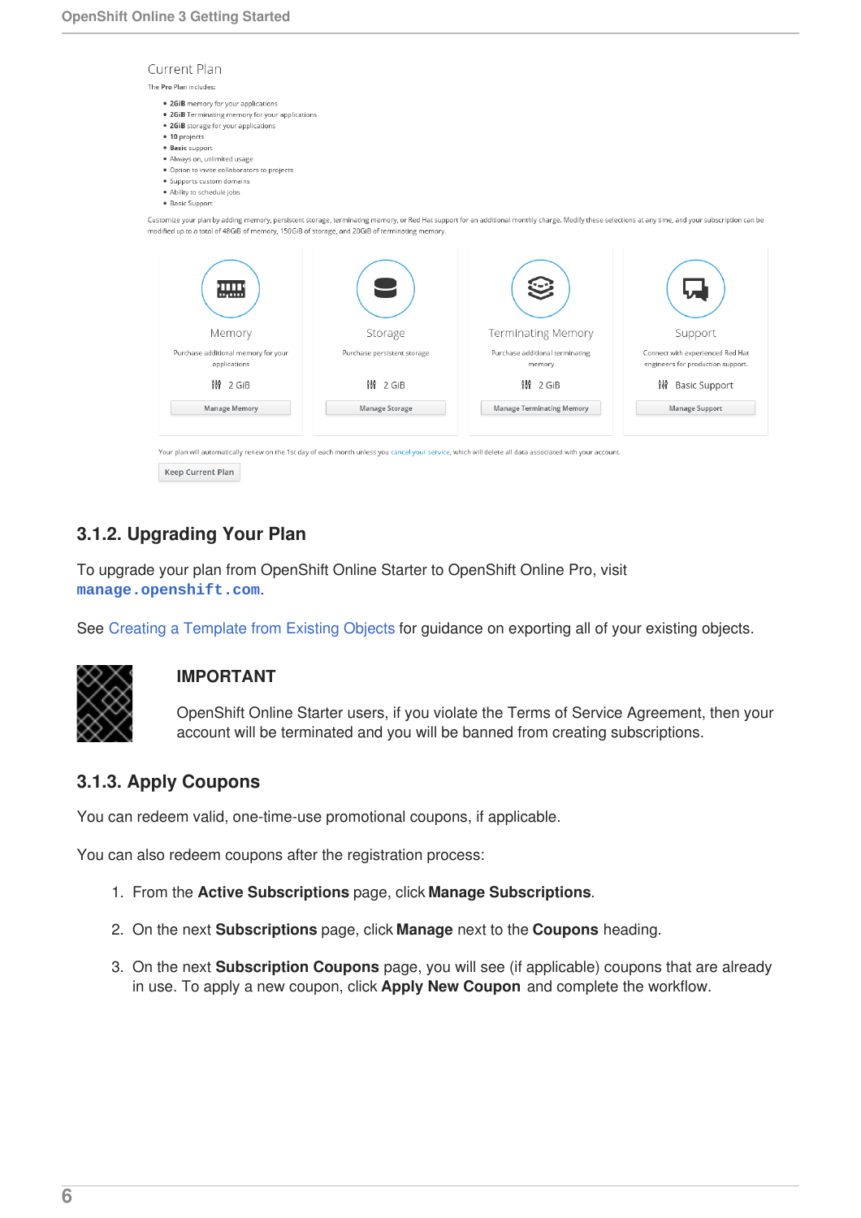Current Plan

The **Pro** Plan includes:

- **2GiB** memory for your applications
- **2GiB** Terminating memory for your applications
- **2GiB** storage for your applications
- **10** projects
- **Basic** support
- Always on, unlimited usage
- Option to invite collaborators to projects
- Supports custom domains
- Ability to schedule jobs
- Basic Support

Customize your plan by adding memory, persistent storage, terminating memory, or Red Hat support for an additional monthly charge. Modify these selections at any time, and your subscription can be modified up to a total of 48GiB of memory, 150GiB of storage, and 20GiB of terminating memory.

| Memory | Storage | Terminating Memory | Support |
| --- | --- | --- | --- |
| Purchase additional memory for your applications | Purchase persistent storage | Purchase additional terminating memory | Connect with experienced Red Hat engineers for production support. |
| 2 GiB | 2 GiB | 2 GiB | Basic Support |
| Manage Memory | Manage Storage | Manage Terminating Memory | Manage Support |

Your plan will automatically renew on the 1st day of each month unless you cancel your service, which will delete all data associated with your account.

Keep Current Plan

### 3.1.2. Upgrading Your Plan

To upgrade your plan from OpenShift Online Starter to OpenShift Online Pro, visit `manage.openshift.com`.

See Creating a Template from Existing Objects for guidance on exporting all of your existing objects.

> **IMPORTANT**
>
> OpenShift Online Starter users, if you violate the Terms of Service Agreement, then your account will be terminated and you will be banned from creating subscriptions.

### 3.1.3. Apply Coupons

You can redeem valid, one-time-use promotional coupons, if applicable.

You can also redeem coupons after the registration process:

1. From the **Active Subscriptions** page, click **Manage Subscriptions**.
2. On the next **Subscriptions** page, click **Manage** next to the **Coupons** heading.
3. On the next **Subscription Coupons** page, you will see (if applicable) coupons that are already in use. To apply a new coupon, click **Apply New Coupon** and complete the workflow.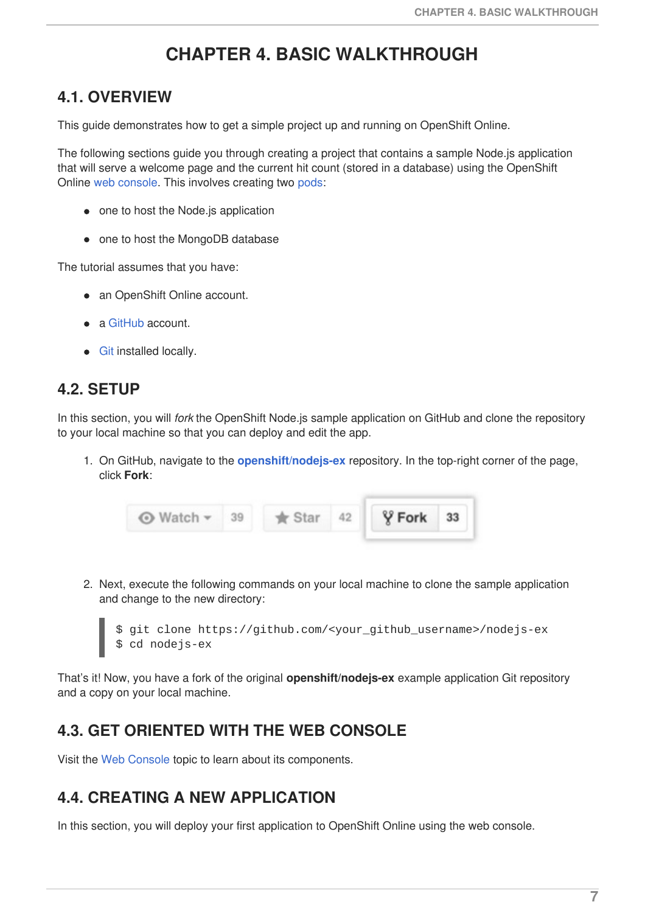# CHAPTER 4. BASIC WALKTHROUGH

## 4.1. OVERVIEW

This guide demonstrates how to get a simple project up and running on OpenShift Online.

The following sections guide you through creating a project that contains a sample Node.js application that will serve a welcome page and the current hit count (stored in a database) using the OpenShift Online web console. This involves creating two pods:

- one to host the Node.js application
- one to host the MongoDB database

The tutorial assumes that you have:

- an OpenShift Online account.
- a GitHub account.
- Git installed locally.

## 4.2. SETUP

In this section, you will *fork* the OpenShift Node.js sample application on GitHub and clone the repository to your local machine so that you can deploy and edit the app.

1. On GitHub, navigate to the **openshift/nodejs-ex** repository. In the top-right corner of the page, click **Fork**:

2. Next, execute the following commands on your local machine to clone the sample application and change to the new directory:

```
$ git clone https://github.com/<your_github_username>/nodejs-ex
$ cd nodejs-ex
```

That's it! Now, you have a fork of the original **openshift/nodejs-ex** example application Git repository and a copy on your local machine.

## 4.3. GET ORIENTED WITH THE WEB CONSOLE

Visit the Web Console topic to learn about its components.

## 4.4. CREATING A NEW APPLICATION

In this section, you will deploy your first application to OpenShift Online using the web console.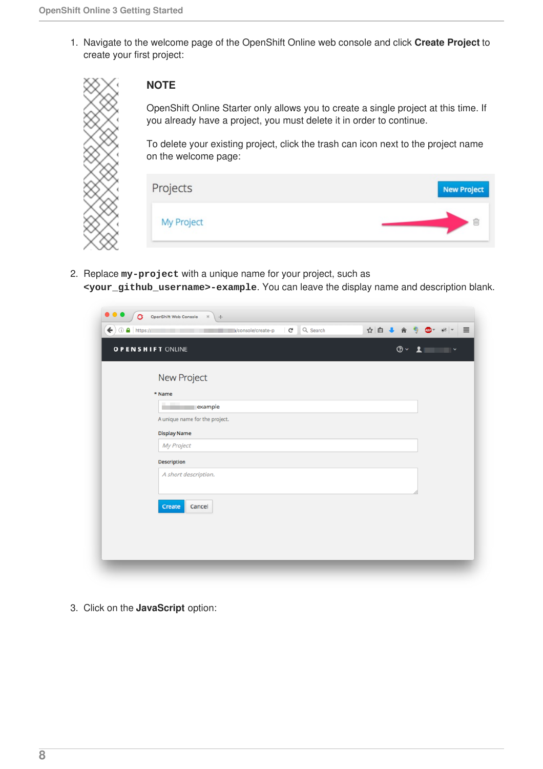1. Navigate to the welcome page of the OpenShift Online web console and click **Create Project** to create your first project:

   > **NOTE**
   >
   > OpenShift Online Starter only allows you to create a single project at this time. If you already have a project, you must delete it in order to continue.
   >
   > To delete your existing project, click the trash can icon next to the project name on the welcome page:

2. Replace **`my-project`** with a unique name for your project, such as **`<your_github_username>-example`**. You can leave the display name and description blank.

3. Click on the **JavaScript** option: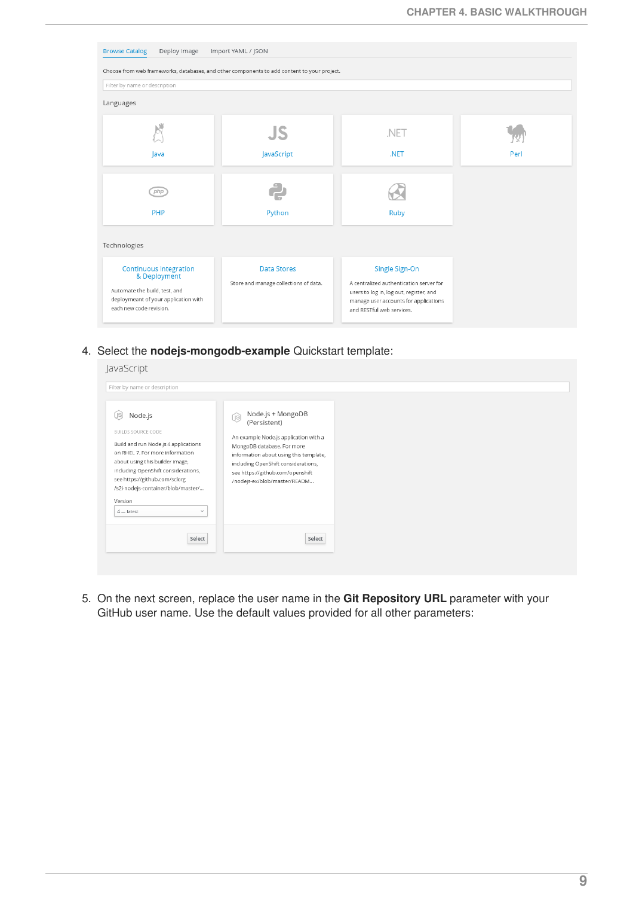4. Select the **nodejs-mongodb-example** Quickstart template:

5. On the next screen, replace the user name in the **Git Repository URL** parameter with your GitHub user name. Use the default values provided for all other parameters: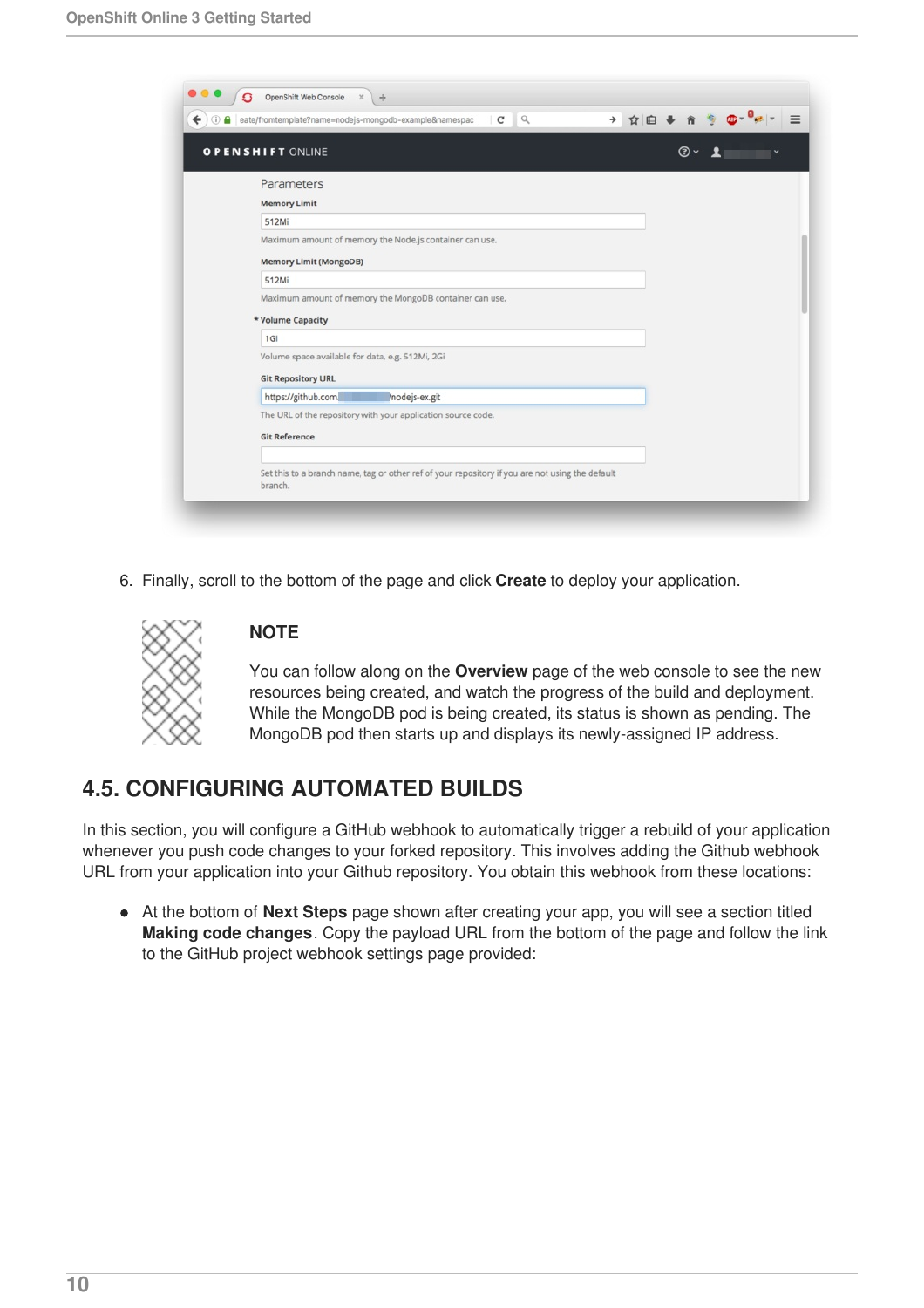6. Finally, scroll to the bottom of the page and click **Create** to deploy your application.

> **NOTE**
>
> You can follow along on the **Overview** page of the web console to see the new resources being created, and watch the progress of the build and deployment. While the MongoDB pod is being created, its status is shown as pending. The MongoDB pod then starts up and displays its newly-assigned IP address.

## 4.5. CONFIGURING AUTOMATED BUILDS

In this section, you will configure a GitHub webhook to automatically trigger a rebuild of your application whenever you push code changes to your forked repository. This involves adding the Github webhook URL from your application into your Github repository. You obtain this webhook from these locations:

- At the bottom of **Next Steps** page shown after creating your app, you will see a section titled **Making code changes**. Copy the payload URL from the bottom of the page and follow the link to the GitHub project webhook settings page provided: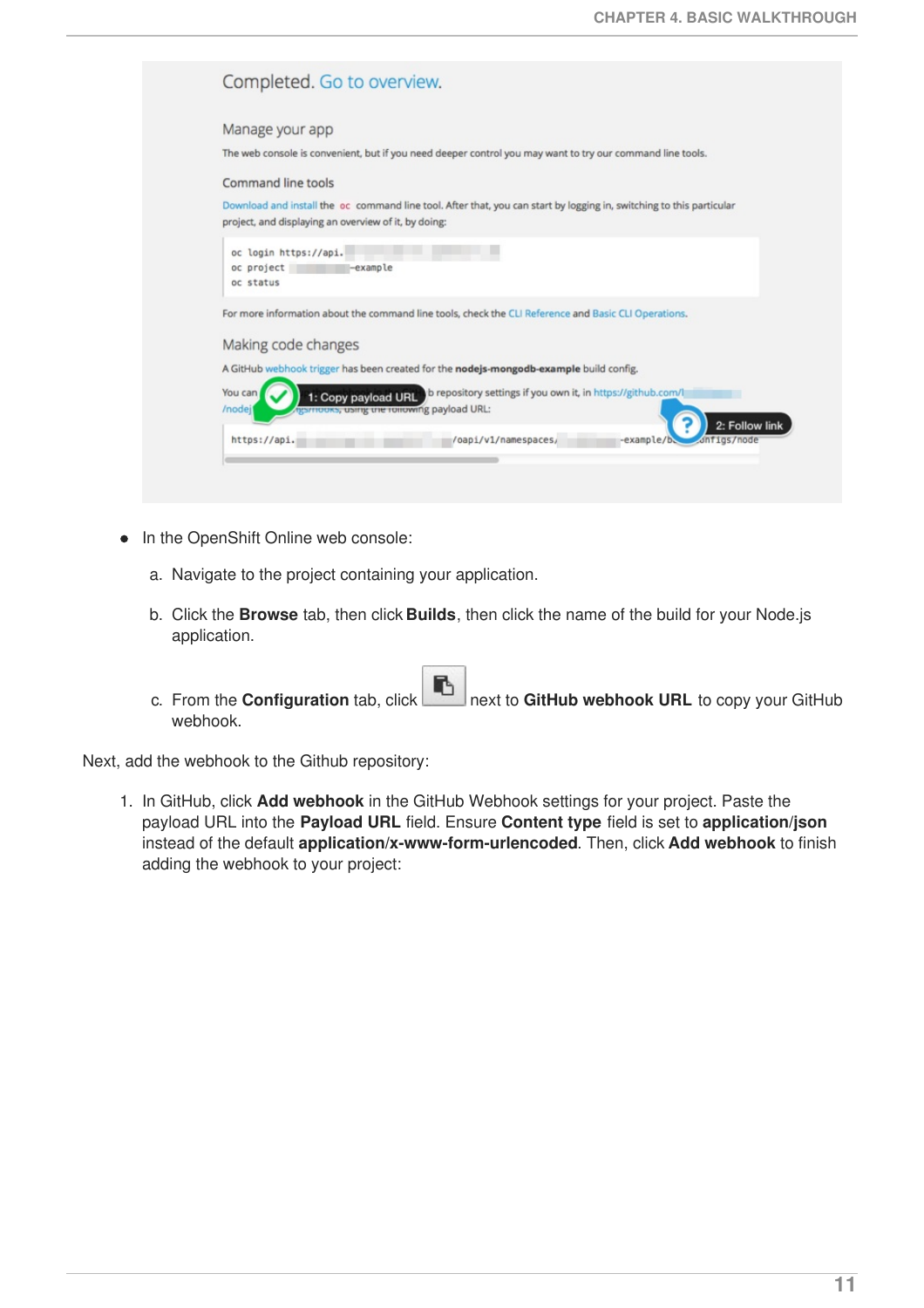- In the OpenShift Online web console:

  a. Navigate to the project containing your application.

  b. Click the **Browse** tab, then click **Builds**, then click the name of the build for your Node.js application.

  c. From the **Configuration** tab, click next to **GitHub webhook URL** to copy your GitHub webhook.

Next, add the webhook to the Github repository:

1. In GitHub, click **Add webhook** in the GitHub Webhook settings for your project. Paste the payload URL into the **Payload URL** field. Ensure **Content type** field is set to **application/json** instead of the default **application/x-www-form-urlencoded**. Then, click **Add webhook** to finish adding the webhook to your project: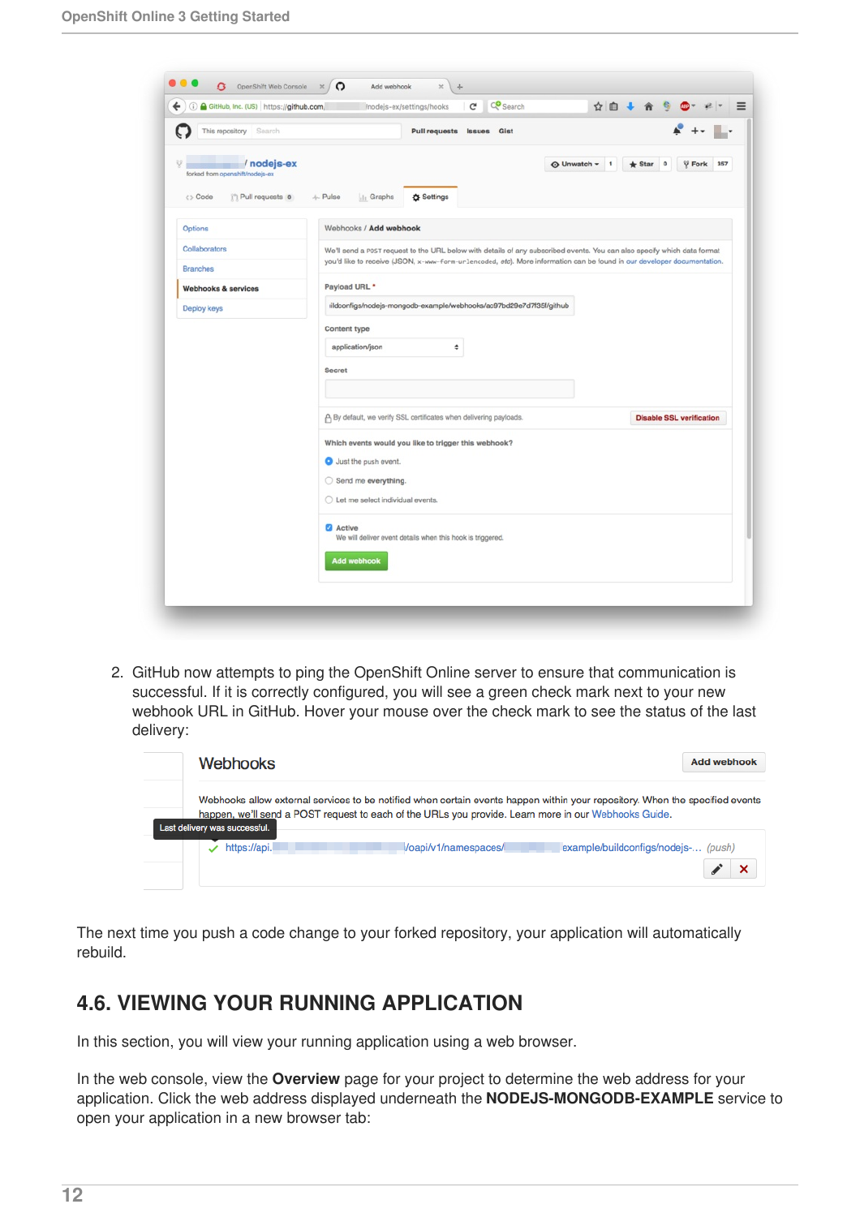2. GitHub now attempts to ping the OpenShift Online server to ensure that communication is successful. If it is correctly configured, you will see a green check mark next to your new webhook URL in GitHub. Hover your mouse over the check mark to see the status of the last delivery:

The next time you push a code change to your forked repository, your application will automatically rebuild.

## 4.6. VIEWING YOUR RUNNING APPLICATION

In this section, you will view your running application using a web browser.

In the web console, view the **Overview** page for your project to determine the web address for your application. Click the web address displayed underneath the **NODEJS-MONGODB-EXAMPLE** service to open your application in a new browser tab: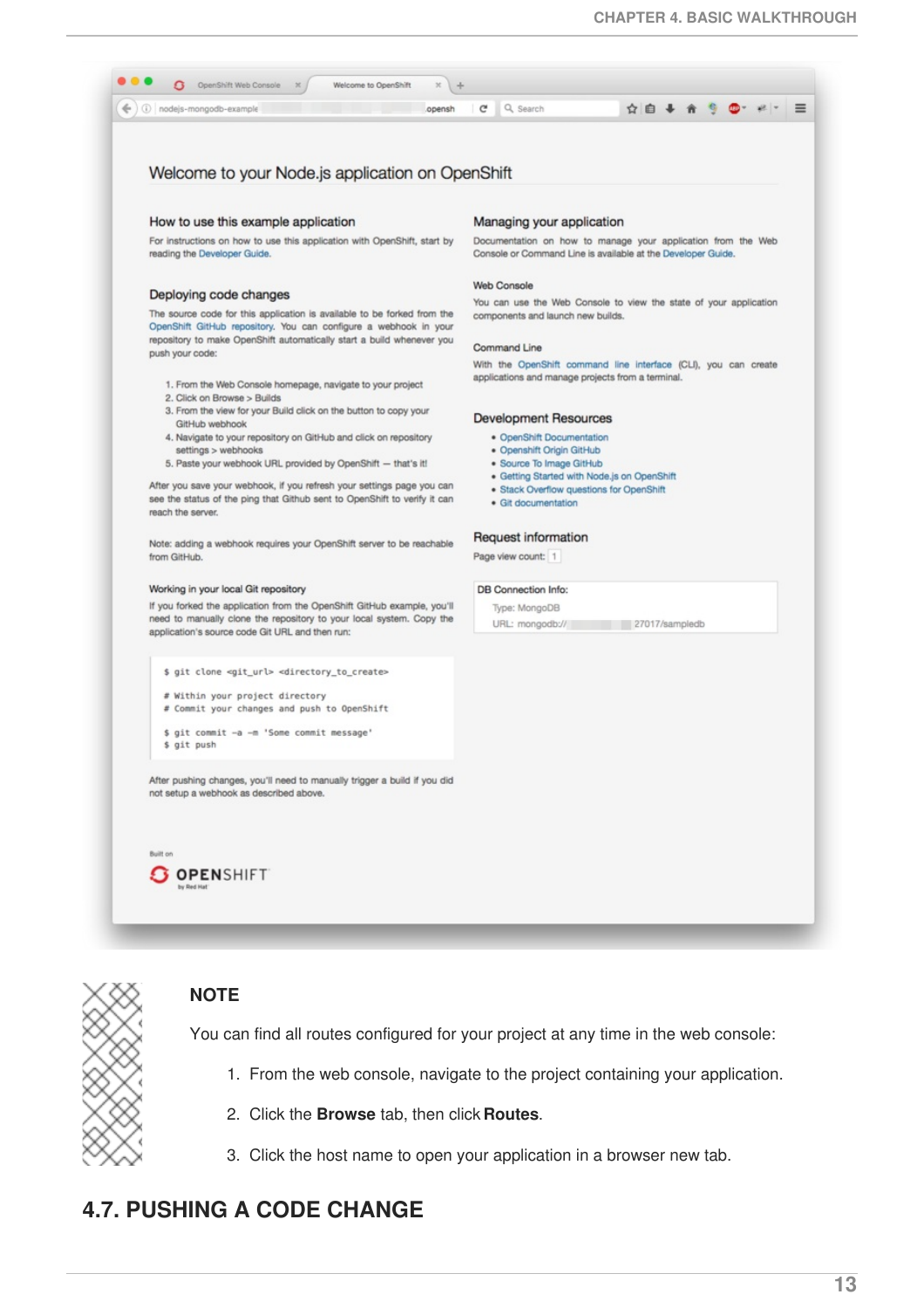**NOTE**

You can find all routes configured for your project at any time in the web console:

1. From the web console, navigate to the project containing your application.

2. Click the **Browse** tab, then click **Routes**.

3. Click the host name to open your application in a browser new tab.

## 4.7. PUSHING A CODE CHANGE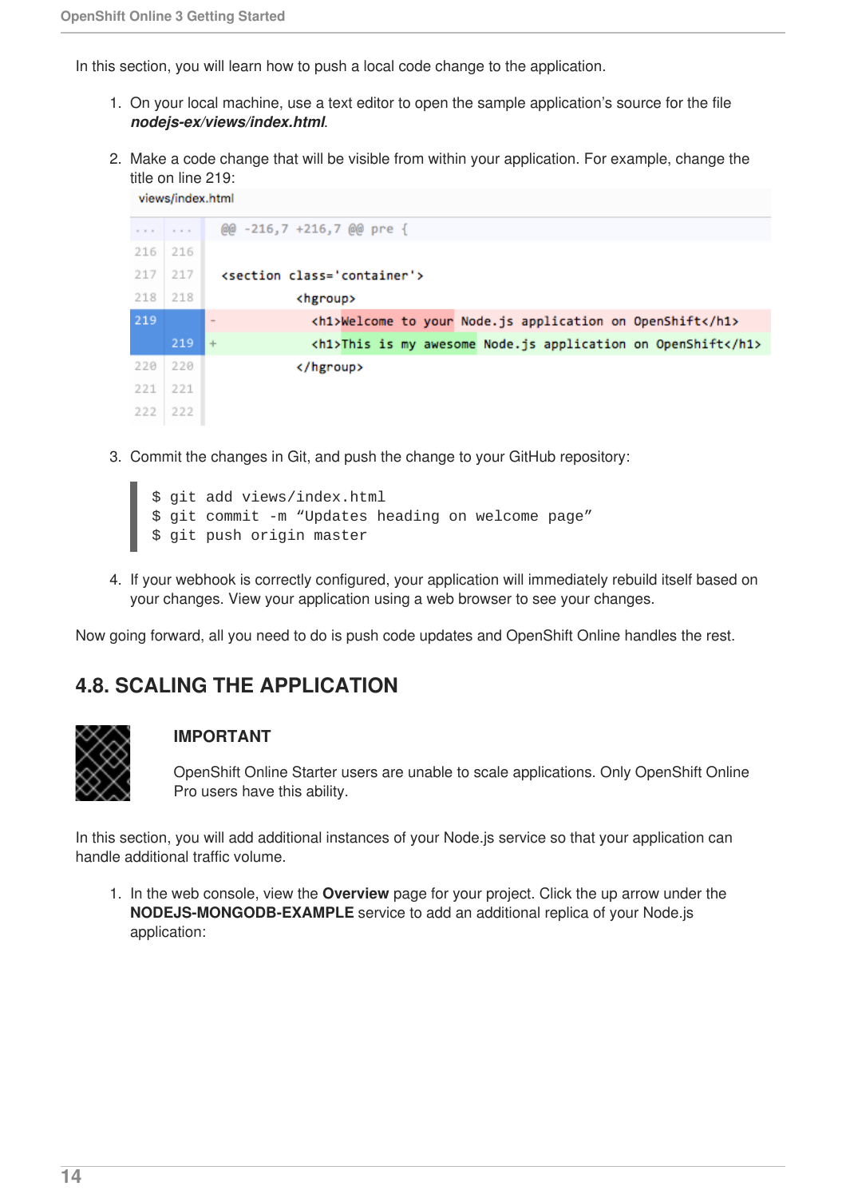In this section, you will learn how to push a local code change to the application.

1. On your local machine, use a text editor to open the sample application's source for the file ***nodejs-ex/views/index.html***.

2. Make a code change that will be visible from within your application. For example, change the title on line 219:

views/index.html

```
@@ -216,7 +216,7 @@ pre {
216 216
217 217   <section class='container'>
218 218           <hgroup>
219     -            <h1>Welcome to your Node.js application on OpenShift</h1>
    219 +            <h1>This is my awesome Node.js application on OpenShift</h1>
220 220           </hgroup>
221 221
222 222
```

3. Commit the changes in Git, and push the change to your GitHub repository:

```
$ git add views/index.html
$ git commit -m "Updates heading on welcome page"
$ git push origin master
```

4. If your webhook is correctly configured, your application will immediately rebuild itself based on your changes. View your application using a web browser to see your changes.

Now going forward, all you need to do is push code updates and OpenShift Online handles the rest.

## 4.8. SCALING THE APPLICATION

**IMPORTANT**

OpenShift Online Starter users are unable to scale applications. Only OpenShift Online Pro users have this ability.

In this section, you will add additional instances of your Node.js service so that your application can handle additional traffic volume.

1. In the web console, view the **Overview** page for your project. Click the up arrow under the **NODEJS-MONGODB-EXAMPLE** service to add an additional replica of your Node.js application: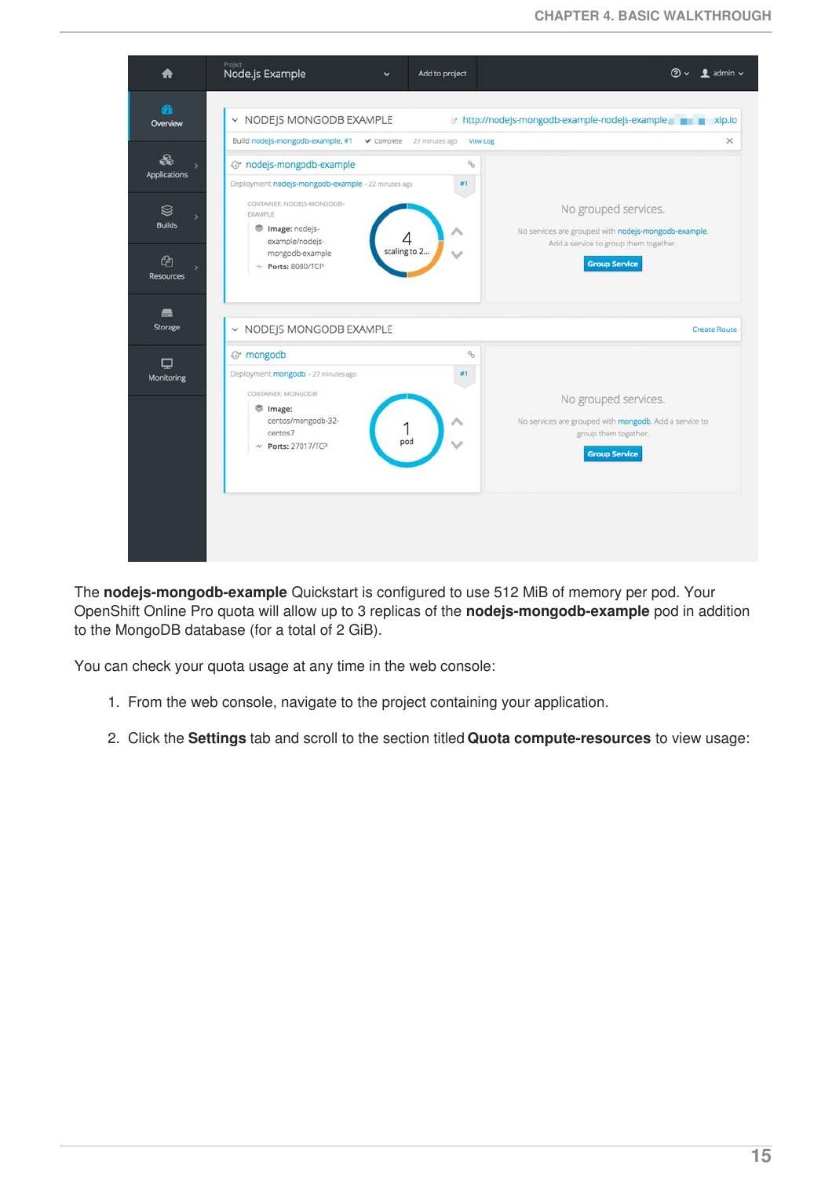The **nodejs-mongodb-example** Quickstart is configured to use 512 MiB of memory per pod. Your OpenShift Online Pro quota will allow up to 3 replicas of the **nodejs-mongodb-example** pod in addition to the MongoDB database (for a total of 2 GiB).

You can check your quota usage at any time in the web console:

1. From the web console, navigate to the project containing your application.

2. Click the **Settings** tab and scroll to the section titled **Quota compute-resources** to view usage: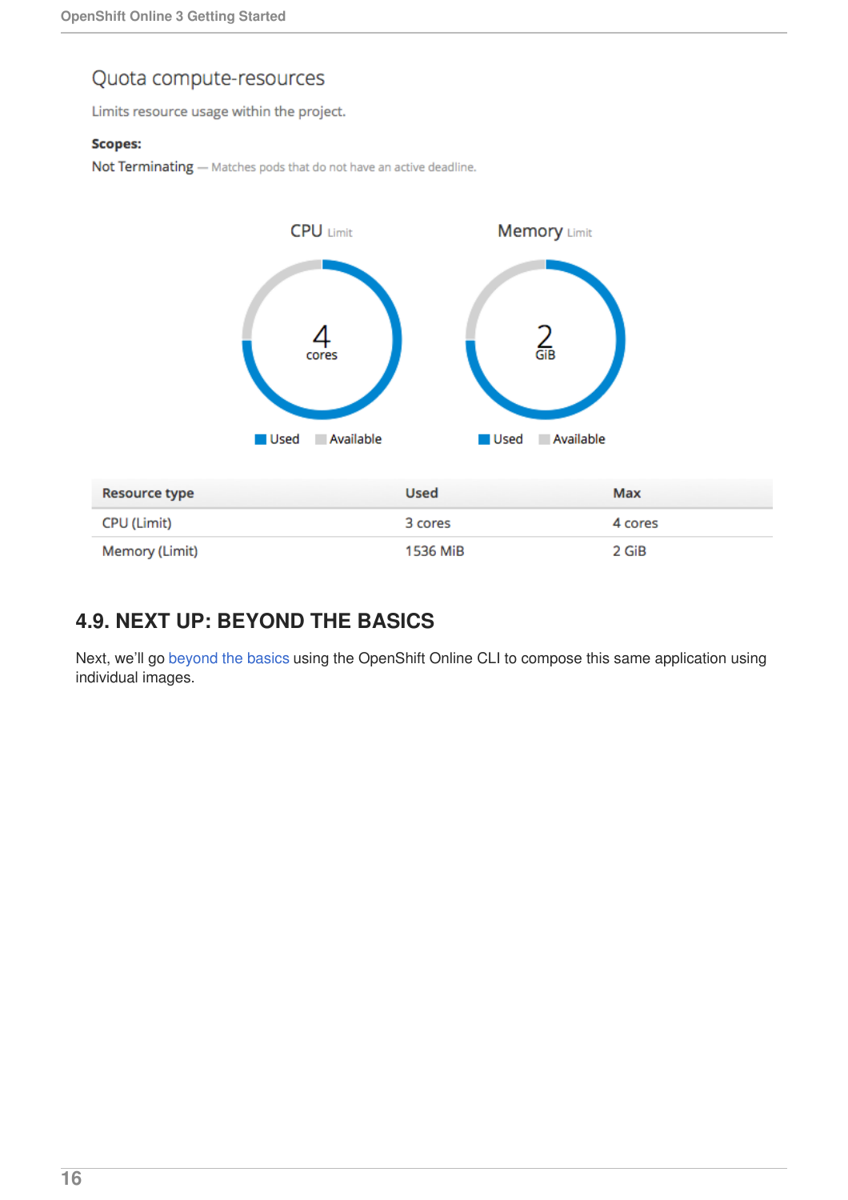Quota compute-resources

Limits resource usage within the project.

**Scopes:**

Not Terminating — Matches pods that do not have an active deadline.

CPU Limit

4 cores

Used Available

Memory Limit

2 GiB

Used Available

| Resource type | Used | Max |
| --- | --- | --- |
| CPU (Limit) | 3 cores | 4 cores |
| Memory (Limit) | 1536 MiB | 2 GiB |

## 4.9. NEXT UP: BEYOND THE BASICS

Next, we'll go beyond the basics using the OpenShift Online CLI to compose this same application using individual images.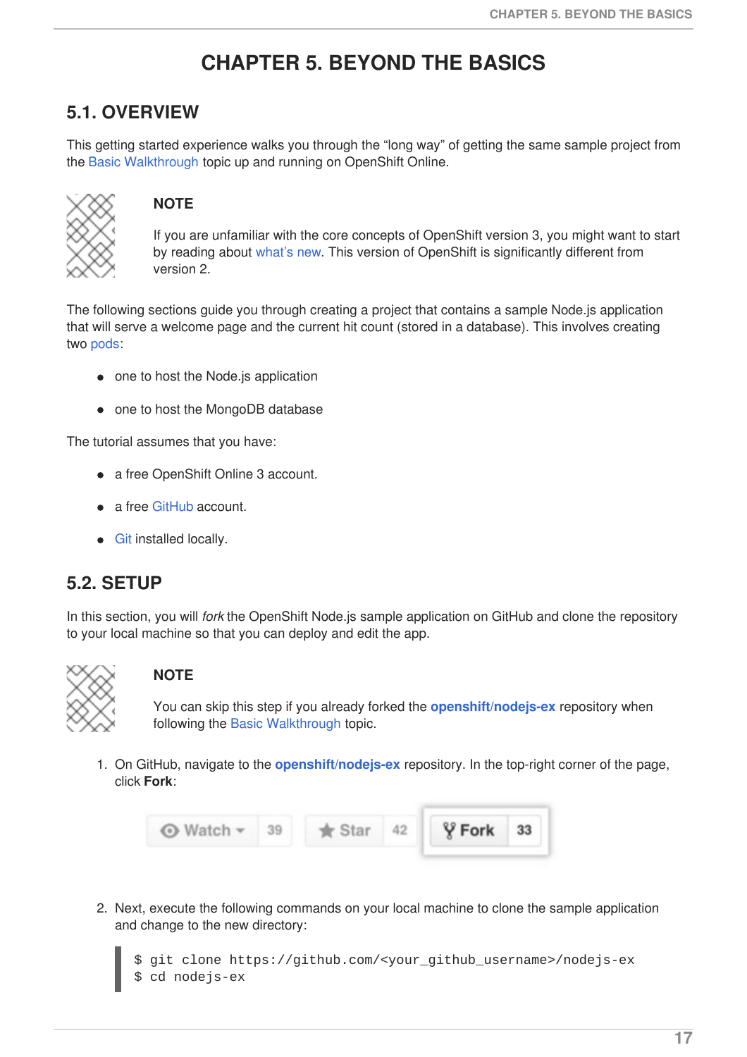# CHAPTER 5. BEYOND THE BASICS

## 5.1. OVERVIEW

This getting started experience walks you through the "long way" of getting the same sample project from the Basic Walkthrough topic up and running on OpenShift Online.

> **NOTE**
>
> If you are unfamiliar with the core concepts of OpenShift version 3, you might want to start by reading about what's new. This version of OpenShift is significantly different from version 2.

The following sections guide you through creating a project that contains a sample Node.js application that will serve a welcome page and the current hit count (stored in a database). This involves creating two pods:

- one to host the Node.js application
- one to host the MongoDB database

The tutorial assumes that you have:

- a free OpenShift Online 3 account.
- a free GitHub account.
- Git installed locally.

## 5.2. SETUP

In this section, you will *fork* the OpenShift Node.js sample application on GitHub and clone the repository to your local machine so that you can deploy and edit the app.

> **NOTE**
>
> You can skip this step if you already forked the **openshift/nodejs-ex** repository when following the Basic Walkthrough topic.

1. On GitHub, navigate to the **openshift/nodejs-ex** repository. In the top-right corner of the page, click **Fork**:

2. Next, execute the following commands on your local machine to clone the sample application and change to the new directory:

```
$ git clone https://github.com/<your_github_username>/nodejs-ex
$ cd nodejs-ex
```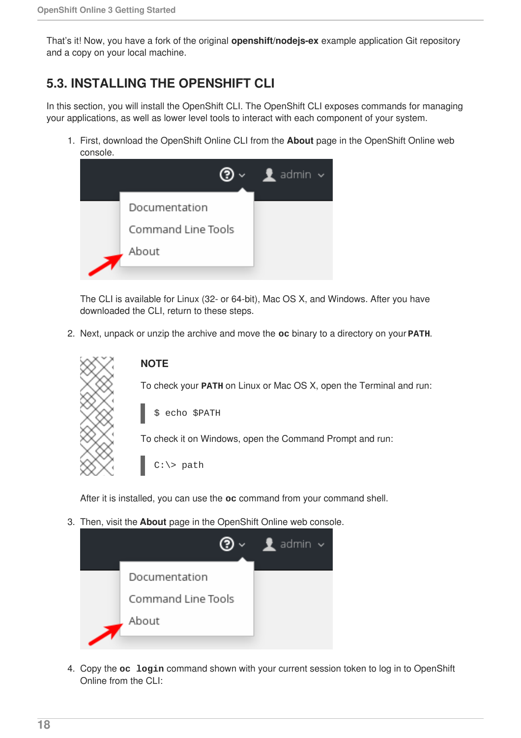That's it! Now, you have a fork of the original **openshift/nodejs-ex** example application Git repository and a copy on your local machine.

## 5.3. INSTALLING THE OPENSHIFT CLI

In this section, you will install the OpenShift CLI. The OpenShift CLI exposes commands for managing your applications, as well as lower level tools to interact with each component of your system.

1. First, download the OpenShift Online CLI from the **About** page in the OpenShift Online web console.

   The CLI is available for Linux (32- or 64-bit), Mac OS X, and Windows. After you have downloaded the CLI, return to these steps.

2. Next, unpack or unzip the archive and move the **oc** binary to a directory on your `PATH`.

   > **NOTE**
   >
   > To check your `PATH` on Linux or Mac OS X, open the Terminal and run:
   >
   > ```
   > $ echo $PATH
   > ```
   >
   > To check it on Windows, open the Command Prompt and run:
   >
   > ```
   > C:\> path
   > ```

   After it is installed, you can use the **oc** command from your command shell.

3. Then, visit the **About** page in the OpenShift Online web console.

4. Copy the `oc login` command shown with your current session token to log in to OpenShift Online from the CLI: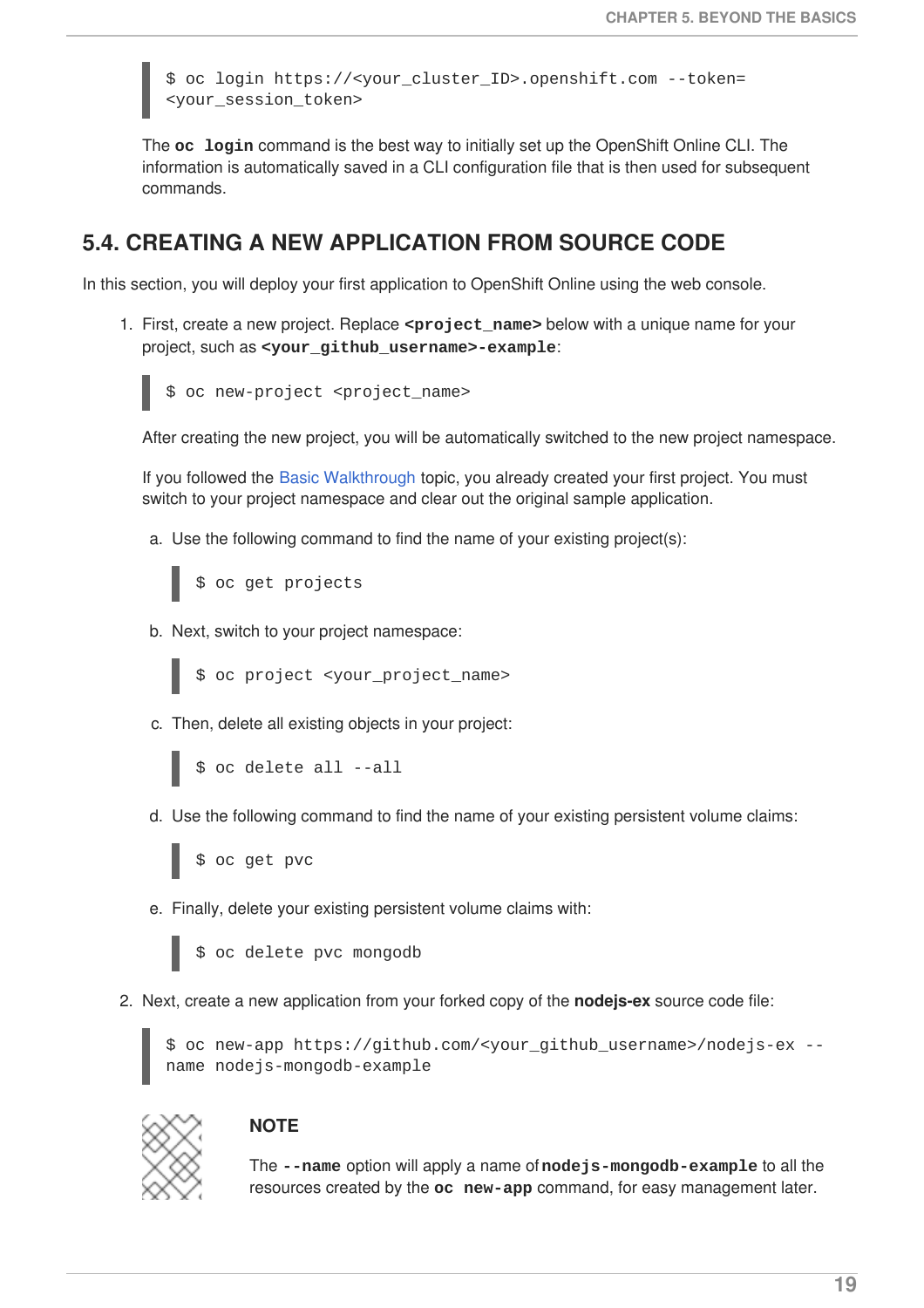```
$ oc login https://<your_cluster_ID>.openshift.com --token=
<your_session_token>
```

The **oc login** command is the best way to initially set up the OpenShift Online CLI. The information is automatically saved in a CLI configuration file that is then used for subsequent commands.

## 5.4. CREATING A NEW APPLICATION FROM SOURCE CODE

In this section, you will deploy your first application to OpenShift Online using the web console.

1. First, create a new project. Replace **<project_name>** below with a unique name for your project, such as **<your_github_username>-example**:

   ```
   $ oc new-project <project_name>
   ```

   After creating the new project, you will be automatically switched to the new project namespace.

   If you followed the Basic Walkthrough topic, you already created your first project. You must switch to your project namespace and clear out the original sample application.

   a. Use the following command to find the name of your existing project(s):

      ```
      $ oc get projects
      ```

   b. Next, switch to your project namespace:

      ```
      $ oc project <your_project_name>
      ```

   c. Then, delete all existing objects in your project:

      ```
      $ oc delete all --all
      ```

   d. Use the following command to find the name of your existing persistent volume claims:

      ```
      $ oc get pvc
      ```

   e. Finally, delete your existing persistent volume claims with:

      ```
      $ oc delete pvc mongodb
      ```

2. Next, create a new application from your forked copy of the **nodejs-ex** source code file:

   ```
   $ oc new-app https://github.com/<your_github_username>/nodejs-ex --
   name nodejs-mongodb-example
   ```

   **NOTE**

   The **--name** option will apply a name of **nodejs-mongodb-example** to all the resources created by the **oc new-app** command, for easy management later.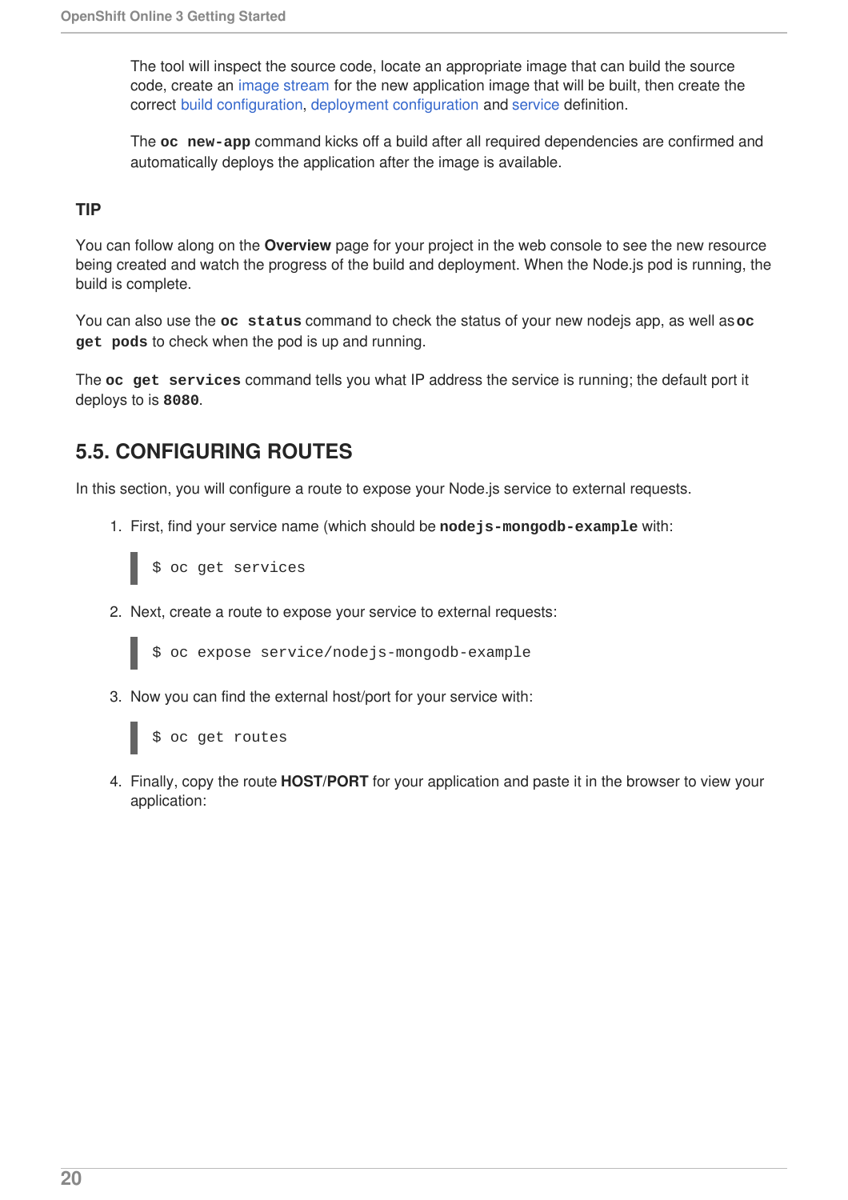The tool will inspect the source code, locate an appropriate image that can build the source code, create an image stream for the new application image that will be built, then create the correct build configuration, deployment configuration and service definition.

The **`oc new-app`** command kicks off a build after all required dependencies are confirmed and automatically deploys the application after the image is available.

**TIP**

You can follow along on the **Overview** page for your project in the web console to see the new resource being created and watch the progress of the build and deployment. When the Node.js pod is running, the build is complete.

You can also use the **`oc status`** command to check the status of your new nodejs app, as well as **`oc get pods`** to check when the pod is up and running.

The **`oc get services`** command tells you what IP address the service is running; the default port it deploys to is **`8080`**.

## 5.5. CONFIGURING ROUTES

In this section, you will configure a route to expose your Node.js service to external requests.

1. First, find your service name (which should be **`nodejs-mongodb-example`** with:

```
$ oc get services
```

2. Next, create a route to expose your service to external requests:

```
$ oc expose service/nodejs-mongodb-example
```

3. Now you can find the external host/port for your service with:

```
$ oc get routes
```

4. Finally, copy the route **HOST**/**PORT** for your application and paste it in the browser to view your application: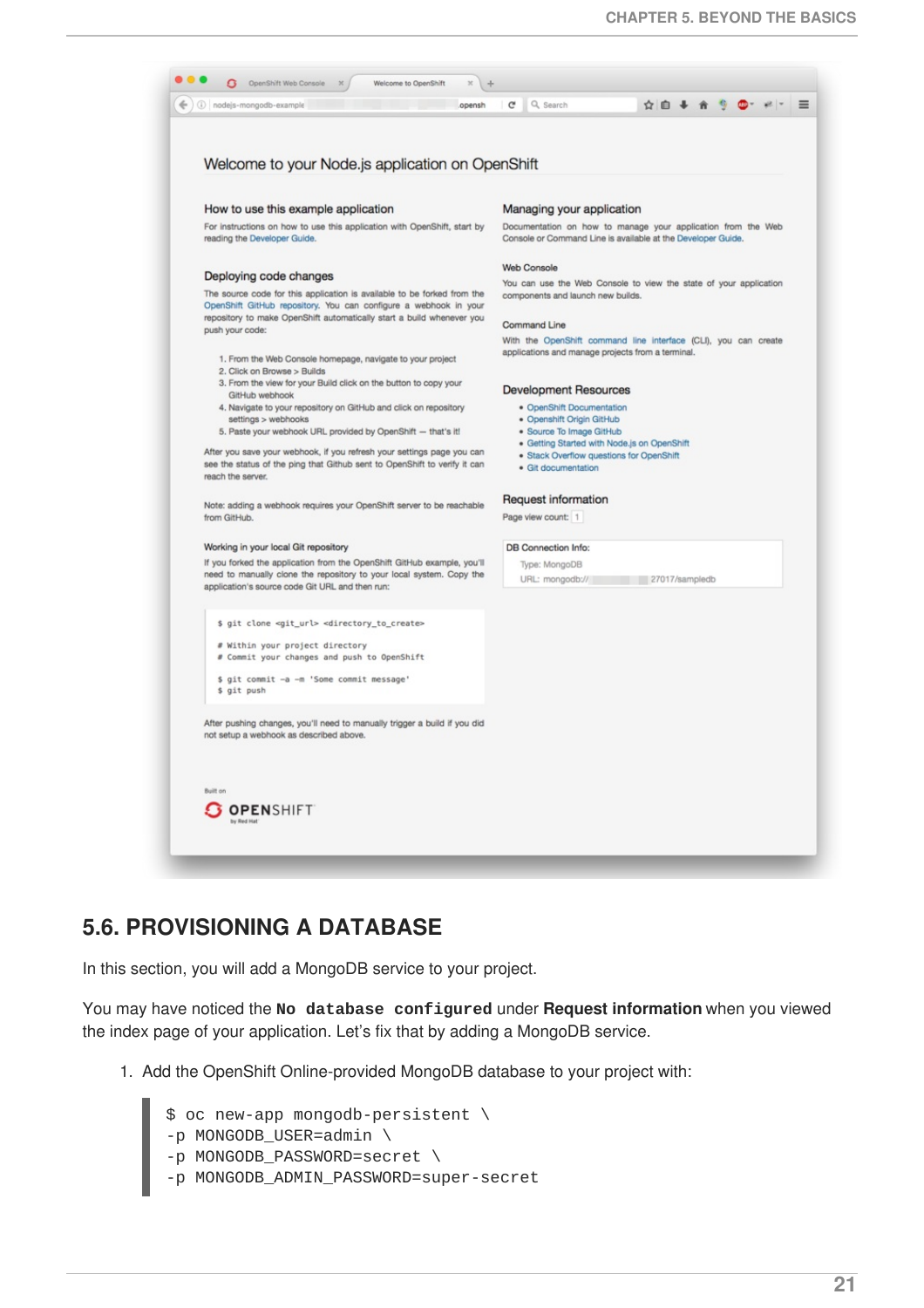## 5.6. PROVISIONING A DATABASE

In this section, you will add a MongoDB service to your project.

You may have noticed the **`No database configured`** under **Request information** when you viewed the index page of your application. Let's fix that by adding a MongoDB service.

1. Add the OpenShift Online-provided MongoDB database to your project with:

```
$ oc new-app mongodb-persistent \
-p MONGODB_USER=admin \
-p MONGODB_PASSWORD=secret \
-p MONGODB_ADMIN_PASSWORD=super-secret
```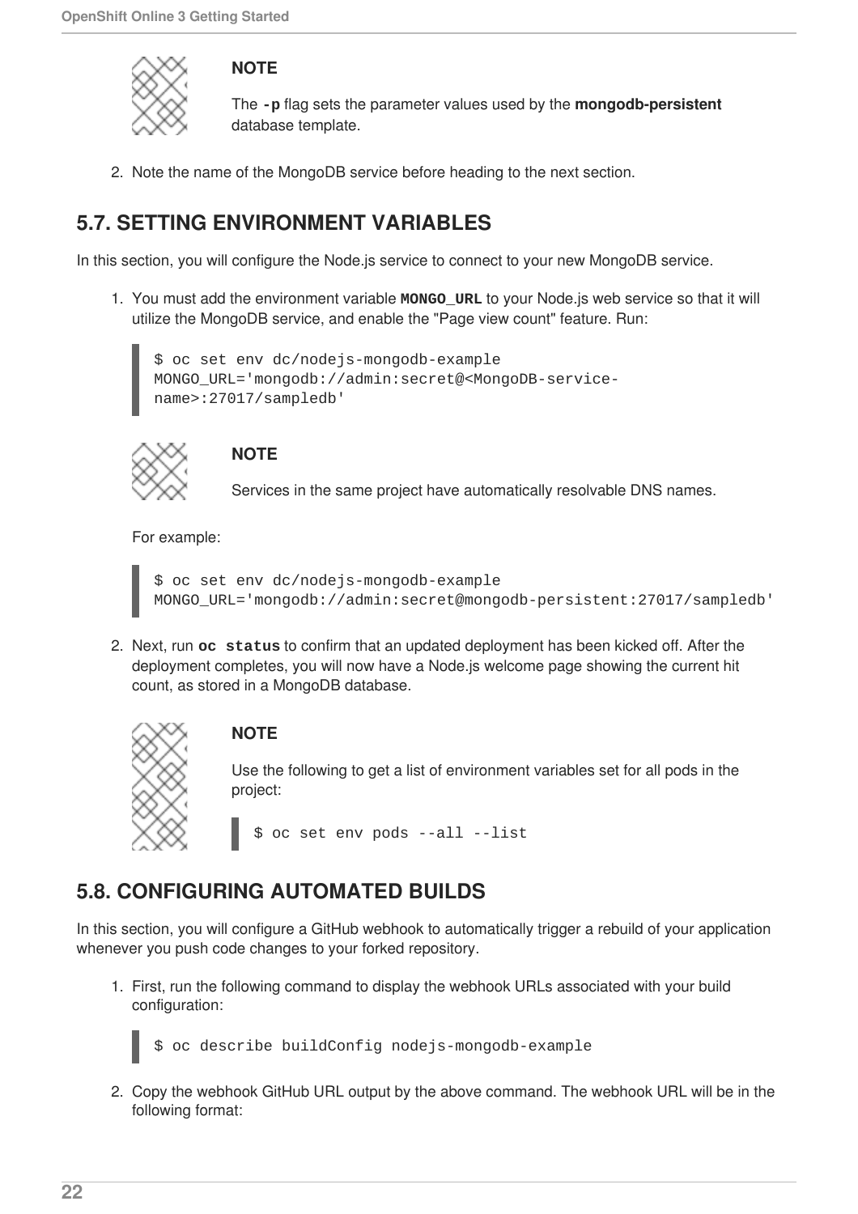> **NOTE**
>
> The `-p` flag sets the parameter values used by the **mongodb-persistent** database template.

2. Note the name of the MongoDB service before heading to the next section.

## 5.7. SETTING ENVIRONMENT VARIABLES

In this section, you will configure the Node.js service to connect to your new MongoDB service.

1. You must add the environment variable **`MONGO_URL`** to your Node.js web service so that it will utilize the MongoDB service, and enable the "Page view count" feature. Run:

   ```
   $ oc set env dc/nodejs-mongodb-example
   MONGO_URL='mongodb://admin:secret@<MongoDB-service-
   name>:27017/sampledb'
   ```

   > **NOTE**
   >
   > Services in the same project have automatically resolvable DNS names.

   For example:

   ```
   $ oc set env dc/nodejs-mongodb-example
   MONGO_URL='mongodb://admin:secret@mongodb-persistent:27017/sampledb'
   ```

2. Next, run **`oc status`** to confirm that an updated deployment has been kicked off. After the deployment completes, you will now have a Node.js welcome page showing the current hit count, as stored in a MongoDB database.

   > **NOTE**
   >
   > Use the following to get a list of environment variables set for all pods in the project:
   >
   > ```
   > $ oc set env pods --all --list
   > ```

## 5.8. CONFIGURING AUTOMATED BUILDS

In this section, you will configure a GitHub webhook to automatically trigger a rebuild of your application whenever you push code changes to your forked repository.

1. First, run the following command to display the webhook URLs associated with your build configuration:

   ```
   $ oc describe buildConfig nodejs-mongodb-example
   ```

2. Copy the webhook GitHub URL output by the above command. The webhook URL will be in the following format: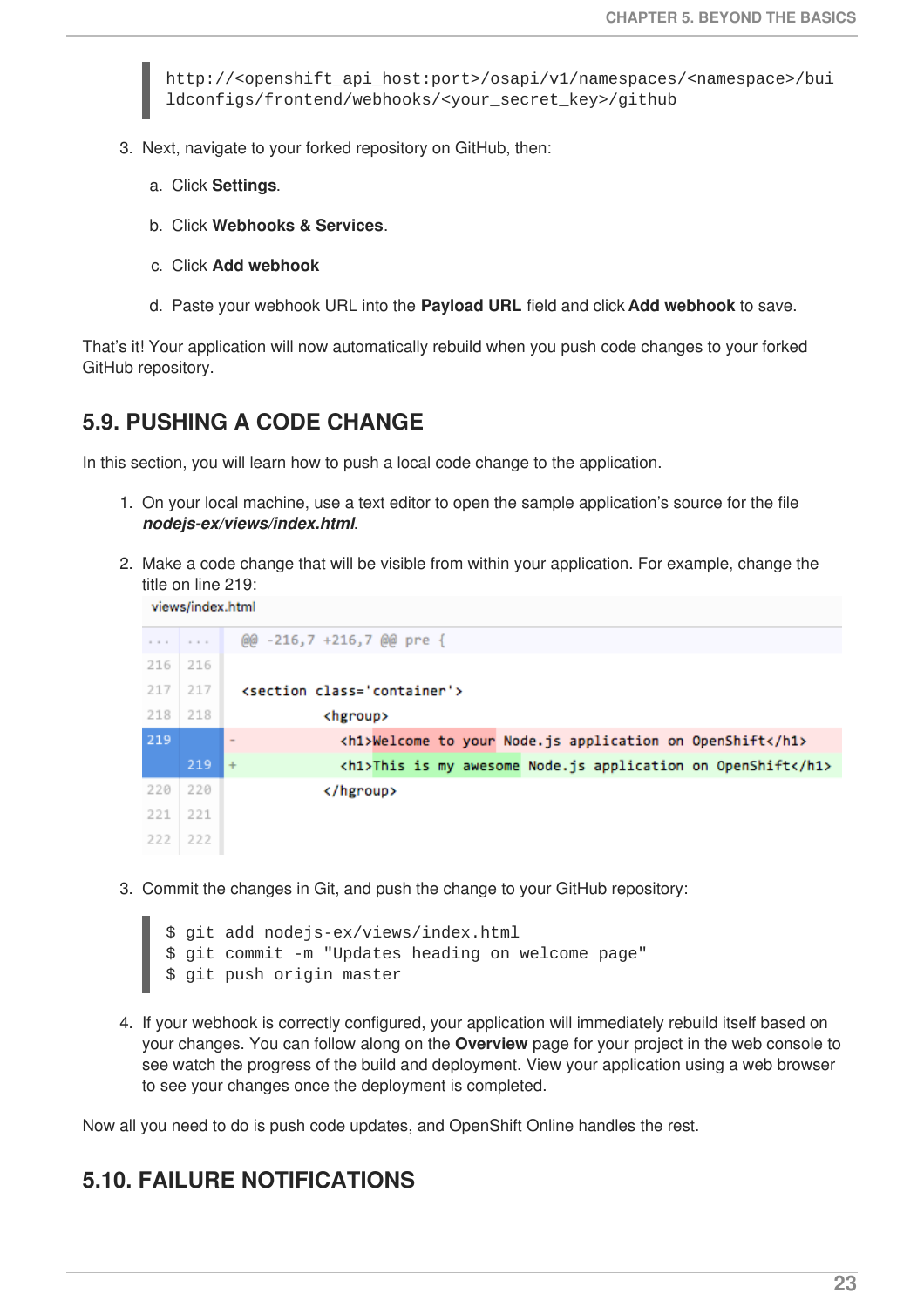```
http://<openshift_api_host:port>/osapi/v1/namespaces/<namespace>/bui
ldconfigs/frontend/webhooks/<your_secret_key>/github
```

3. Next, navigate to your forked repository on GitHub, then:

   a. Click **Settings**.

   b. Click **Webhooks & Services**.

   c. Click **Add webhook**

   d. Paste your webhook URL into the **Payload URL** field and click **Add webhook** to save.

That's it! Your application will now automatically rebuild when you push code changes to your forked GitHub repository.

## 5.9. PUSHING A CODE CHANGE

In this section, you will learn how to push a local code change to the application.

1. On your local machine, use a text editor to open the sample application's source for the file ***nodejs-ex/views/index.html***.

2. Make a code change that will be visible from within your application. For example, change the title on line 219:

```
views/index.html
...  ...   @@ -216,7 +216,7 @@ pre {
216  216
217  217    <section class='container'>
218  218            <hgroup>
219       -           <h1>Welcome to your Node.js application on OpenShift</h1>
     219  +           <h1>This is my awesome Node.js application on OpenShift</h1>
220  220            </hgroup>
221  221
222  222
```

3. Commit the changes in Git, and push the change to your GitHub repository:

```
$ git add nodejs-ex/views/index.html
$ git commit -m "Updates heading on welcome page"
$ git push origin master
```

4. If your webhook is correctly configured, your application will immediately rebuild itself based on your changes. You can follow along on the **Overview** page for your project in the web console to see watch the progress of the build and deployment. View your application using a web browser to see your changes once the deployment is completed.

Now all you need to do is push code updates, and OpenShift Online handles the rest.

## 5.10. FAILURE NOTIFICATIONS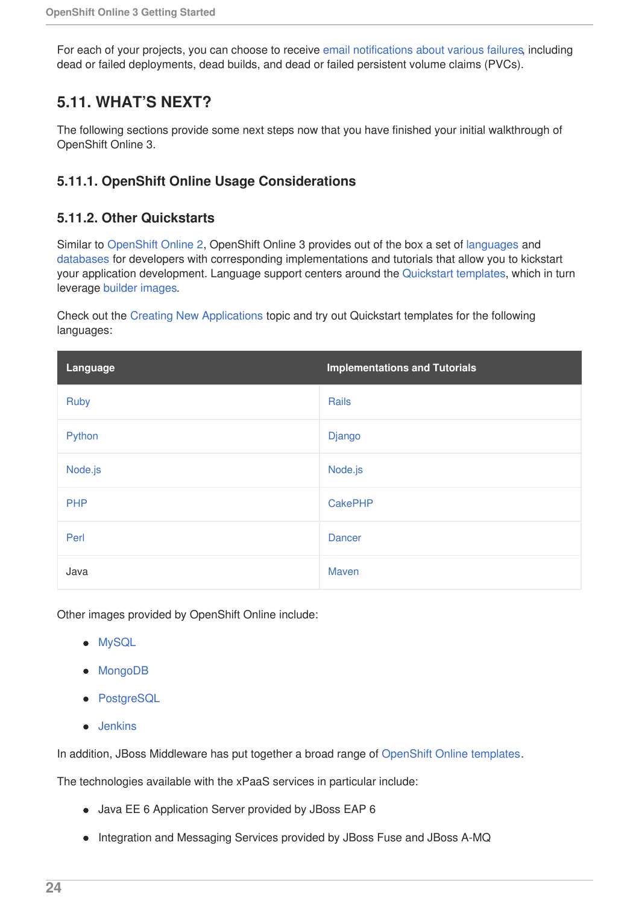For each of your projects, you can choose to receive email notifications about various failures, including dead or failed deployments, dead builds, and dead or failed persistent volume claims (PVCs).

## 5.11. WHAT'S NEXT?

The following sections provide some next steps now that you have finished your initial walkthrough of OpenShift Online 3.

### 5.11.1. OpenShift Online Usage Considerations

### 5.11.2. Other Quickstarts

Similar to OpenShift Online 2, OpenShift Online 3 provides out of the box a set of languages and databases for developers with corresponding implementations and tutorials that allow you to kickstart your application development. Language support centers around the Quickstart templates, which in turn leverage builder images.

Check out the Creating New Applications topic and try out Quickstart templates for the following languages:

| Language | Implementations and Tutorials |
| --- | --- |
| Ruby | Rails |
| Python | Django |
| Node.js | Node.js |
| PHP | CakePHP |
| Perl | Dancer |
| Java | Maven |

Other images provided by OpenShift Online include:

- MySQL
- MongoDB
- PostgreSQL
- Jenkins

In addition, JBoss Middleware has put together a broad range of OpenShift Online templates.

The technologies available with the xPaaS services in particular include:

- Java EE 6 Application Server provided by JBoss EAP 6
- Integration and Messaging Services provided by JBoss Fuse and JBoss A-MQ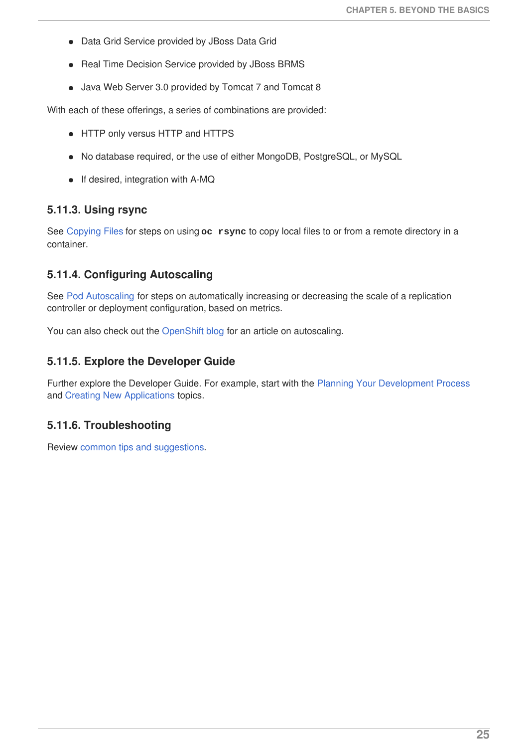- Data Grid Service provided by JBoss Data Grid
- Real Time Decision Service provided by JBoss BRMS
- Java Web Server 3.0 provided by Tomcat 7 and Tomcat 8

With each of these offerings, a series of combinations are provided:

- HTTP only versus HTTP and HTTPS
- No database required, or the use of either MongoDB, PostgreSQL, or MySQL
- If desired, integration with A-MQ

### 5.11.3. Using rsync

See Copying Files for steps on using `oc rsync` to copy local files to or from a remote directory in a container.

### 5.11.4. Configuring Autoscaling

See Pod Autoscaling for steps on automatically increasing or decreasing the scale of a replication controller or deployment configuration, based on metrics.

You can also check out the OpenShift blog for an article on autoscaling.

### 5.11.5. Explore the Developer Guide

Further explore the Developer Guide. For example, start with the Planning Your Development Process and Creating New Applications topics.

### 5.11.6. Troubleshooting

Review common tips and suggestions.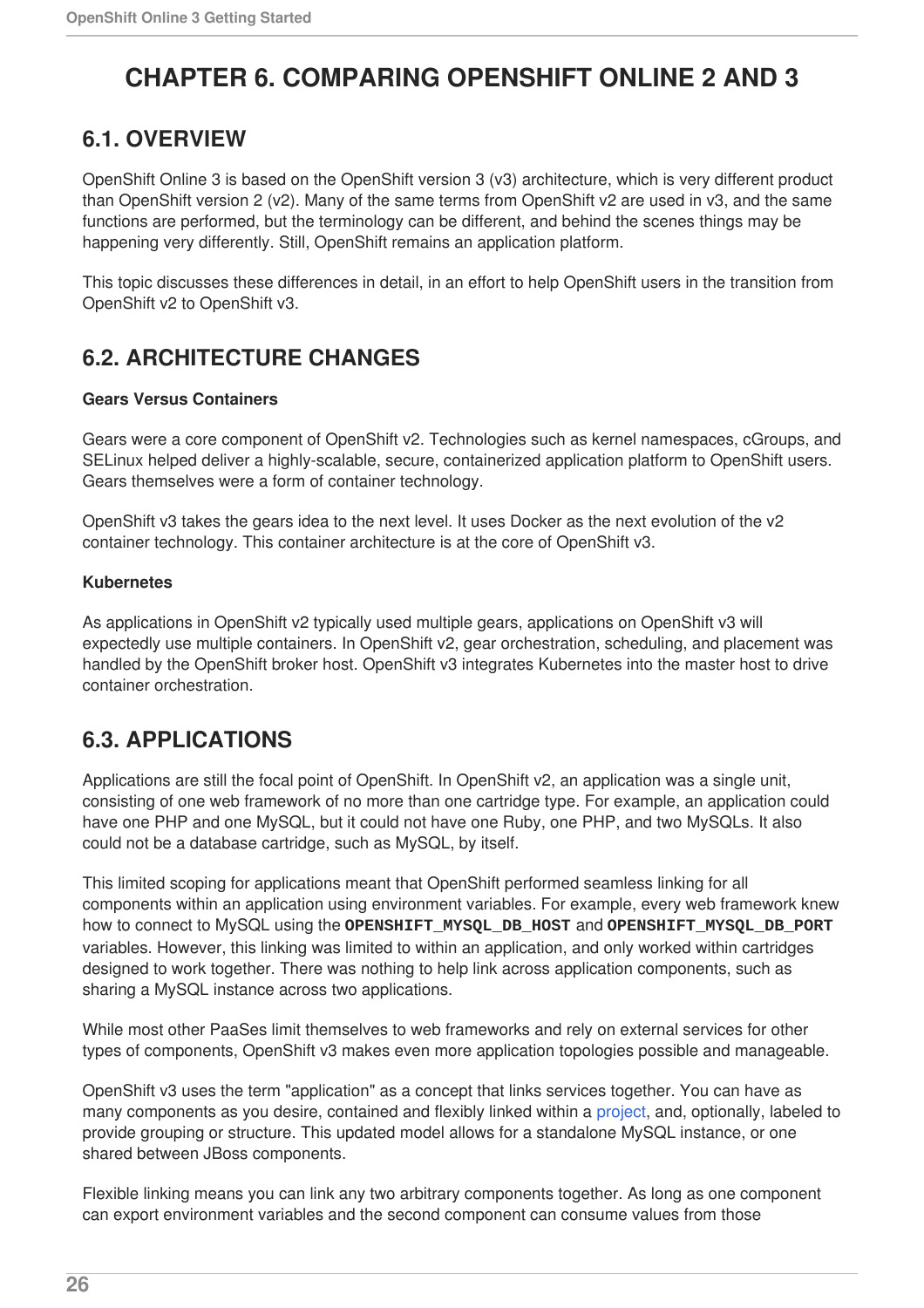# CHAPTER 6. COMPARING OPENSHIFT ONLINE 2 AND 3

## 6.1. OVERVIEW

OpenShift Online 3 is based on the OpenShift version 3 (v3) architecture, which is very different product than OpenShift version 2 (v2). Many of the same terms from OpenShift v2 are used in v3, and the same functions are performed, but the terminology can be different, and behind the scenes things may be happening very differently. Still, OpenShift remains an application platform.

This topic discusses these differences in detail, in an effort to help OpenShift users in the transition from OpenShift v2 to OpenShift v3.

## 6.2. ARCHITECTURE CHANGES

**Gears Versus Containers**

Gears were a core component of OpenShift v2. Technologies such as kernel namespaces, cGroups, and SELinux helped deliver a highly-scalable, secure, containerized application platform to OpenShift users. Gears themselves were a form of container technology.

OpenShift v3 takes the gears idea to the next level. It uses Docker as the next evolution of the v2 container technology. This container architecture is at the core of OpenShift v3.

**Kubernetes**

As applications in OpenShift v2 typically used multiple gears, applications on OpenShift v3 will expectedly use multiple containers. In OpenShift v2, gear orchestration, scheduling, and placement was handled by the OpenShift broker host. OpenShift v3 integrates Kubernetes into the master host to drive container orchestration.

## 6.3. APPLICATIONS

Applications are still the focal point of OpenShift. In OpenShift v2, an application was a single unit, consisting of one web framework of no more than one cartridge type. For example, an application could have one PHP and one MySQL, but it could not have one Ruby, one PHP, and two MySQLs. It also could not be a database cartridge, such as MySQL, by itself.

This limited scoping for applications meant that OpenShift performed seamless linking for all components within an application using environment variables. For example, every web framework knew how to connect to MySQL using the **`OPENSHIFT_MYSQL_DB_HOST`** and **`OPENSHIFT_MYSQL_DB_PORT`** variables. However, this linking was limited to within an application, and only worked within cartridges designed to work together. There was nothing to help link across application components, such as sharing a MySQL instance across two applications.

While most other PaaSes limit themselves to web frameworks and rely on external services for other types of components, OpenShift v3 makes even more application topologies possible and manageable.

OpenShift v3 uses the term "application" as a concept that links services together. You can have as many components as you desire, contained and flexibly linked within a project, and, optionally, labeled to provide grouping or structure. This updated model allows for a standalone MySQL instance, or one shared between JBoss components.

Flexible linking means you can link any two arbitrary components together. As long as one component can export environment variables and the second component can consume values from those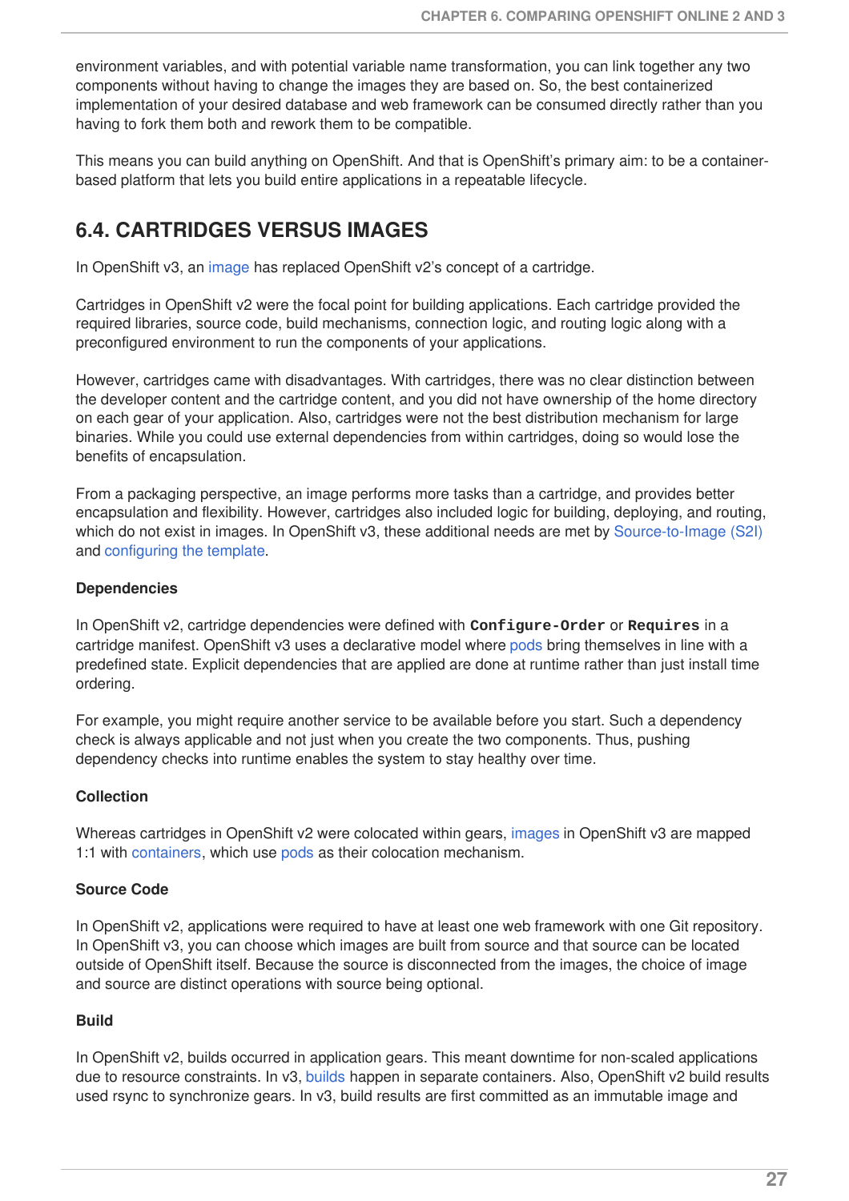environment variables, and with potential variable name transformation, you can link together any two components without having to change the images they are based on. So, the best containerized implementation of your desired database and web framework can be consumed directly rather than you having to fork them both and rework them to be compatible.

This means you can build anything on OpenShift. And that is OpenShift's primary aim: to be a container-based platform that lets you build entire applications in a repeatable lifecycle.

## 6.4. CARTRIDGES VERSUS IMAGES

In OpenShift v3, an image has replaced OpenShift v2's concept of a cartridge.

Cartridges in OpenShift v2 were the focal point for building applications. Each cartridge provided the required libraries, source code, build mechanisms, connection logic, and routing logic along with a preconfigured environment to run the components of your applications.

However, cartridges came with disadvantages. With cartridges, there was no clear distinction between the developer content and the cartridge content, and you did not have ownership of the home directory on each gear of your application. Also, cartridges were not the best distribution mechanism for large binaries. While you could use external dependencies from within cartridges, doing so would lose the benefits of encapsulation.

From a packaging perspective, an image performs more tasks than a cartridge, and provides better encapsulation and flexibility. However, cartridges also included logic for building, deploying, and routing, which do not exist in images. In OpenShift v3, these additional needs are met by Source-to-Image (S2I) and configuring the template.

### Dependencies

In OpenShift v2, cartridge dependencies were defined with `Configure-Order` or `Requires` in a cartridge manifest. OpenShift v3 uses a declarative model where pods bring themselves in line with a predefined state. Explicit dependencies that are applied are done at runtime rather than just install time ordering.

For example, you might require another service to be available before you start. Such a dependency check is always applicable and not just when you create the two components. Thus, pushing dependency checks into runtime enables the system to stay healthy over time.

### Collection

Whereas cartridges in OpenShift v2 were colocated within gears, images in OpenShift v3 are mapped 1:1 with containers, which use pods as their colocation mechanism.

### Source Code

In OpenShift v2, applications were required to have at least one web framework with one Git repository. In OpenShift v3, you can choose which images are built from source and that source can be located outside of OpenShift itself. Because the source is disconnected from the images, the choice of image and source are distinct operations with source being optional.

### Build

In OpenShift v2, builds occurred in application gears. This meant downtime for non-scaled applications due to resource constraints. In v3, builds happen in separate containers. Also, OpenShift v2 build results used rsync to synchronize gears. In v3, build results are first committed as an immutable image and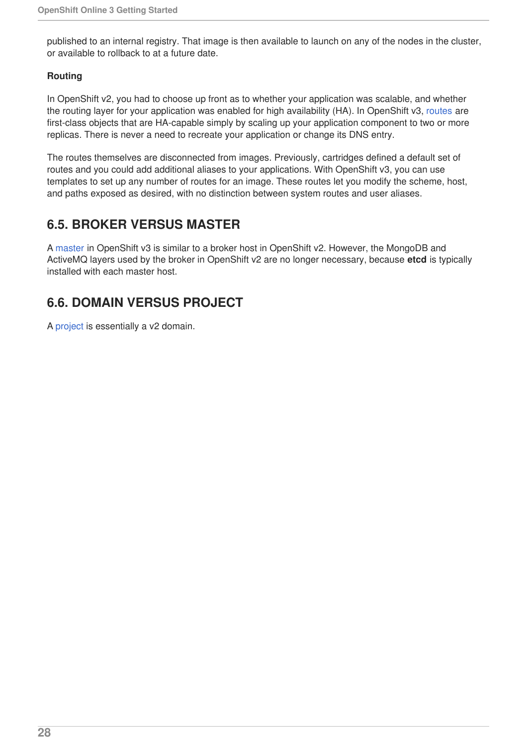published to an internal registry. That image is then available to launch on any of the nodes in the cluster, or available to rollback to at a future date.

**Routing**

In OpenShift v2, you had to choose up front as to whether your application was scalable, and whether the routing layer for your application was enabled for high availability (HA). In OpenShift v3, routes are first-class objects that are HA-capable simply by scaling up your application component to two or more replicas. There is never a need to recreate your application or change its DNS entry.

The routes themselves are disconnected from images. Previously, cartridges defined a default set of routes and you could add additional aliases to your applications. With OpenShift v3, you can use templates to set up any number of routes for an image. These routes let you modify the scheme, host, and paths exposed as desired, with no distinction between system routes and user aliases.

## 6.5. BROKER VERSUS MASTER

A master in OpenShift v3 is similar to a broker host in OpenShift v2. However, the MongoDB and ActiveMQ layers used by the broker in OpenShift v2 are no longer necessary, because **etcd** is typically installed with each master host.

## 6.6. DOMAIN VERSUS PROJECT

A project is essentially a v2 domain.